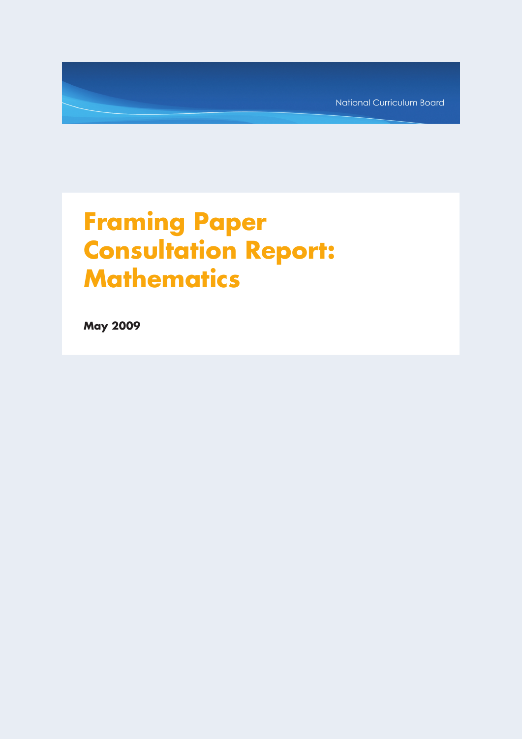National Curriculum Board

# Framing Paper Consultation Report: Mathematics

**May 2009**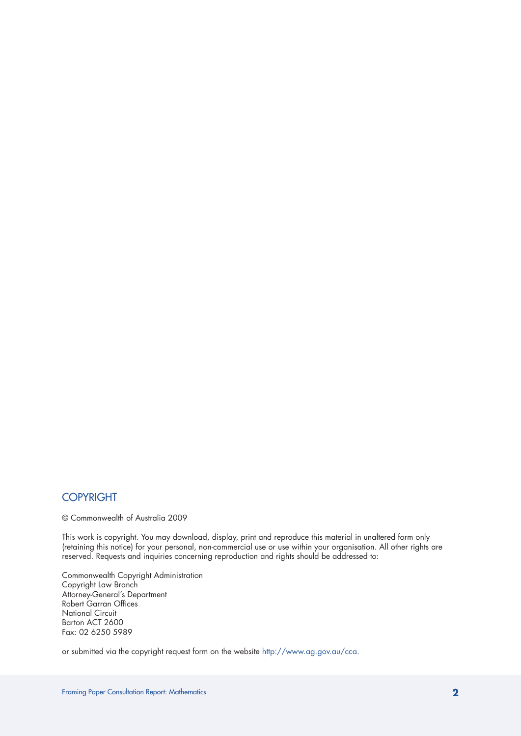## COPYRIGHT

© Commonwealth of Australia 2009

This work is copyright. You may download, display, print and reproduce this material in unaltered form only (retaining this notice) for your personal, non-commercial use or use within your organisation. All other rights are reserved. Requests and inquiries concerning reproduction and rights should be addressed to:

Commonwealth Copyright Administration
Copyright Law Branch
Attorney-General's Department
Robert Garran Offices
National Circuit
Barton ACT 2600
Fax: 02 6250 5989

or submitted via the copyright request form on the website http://www.ag.gov.au/cca.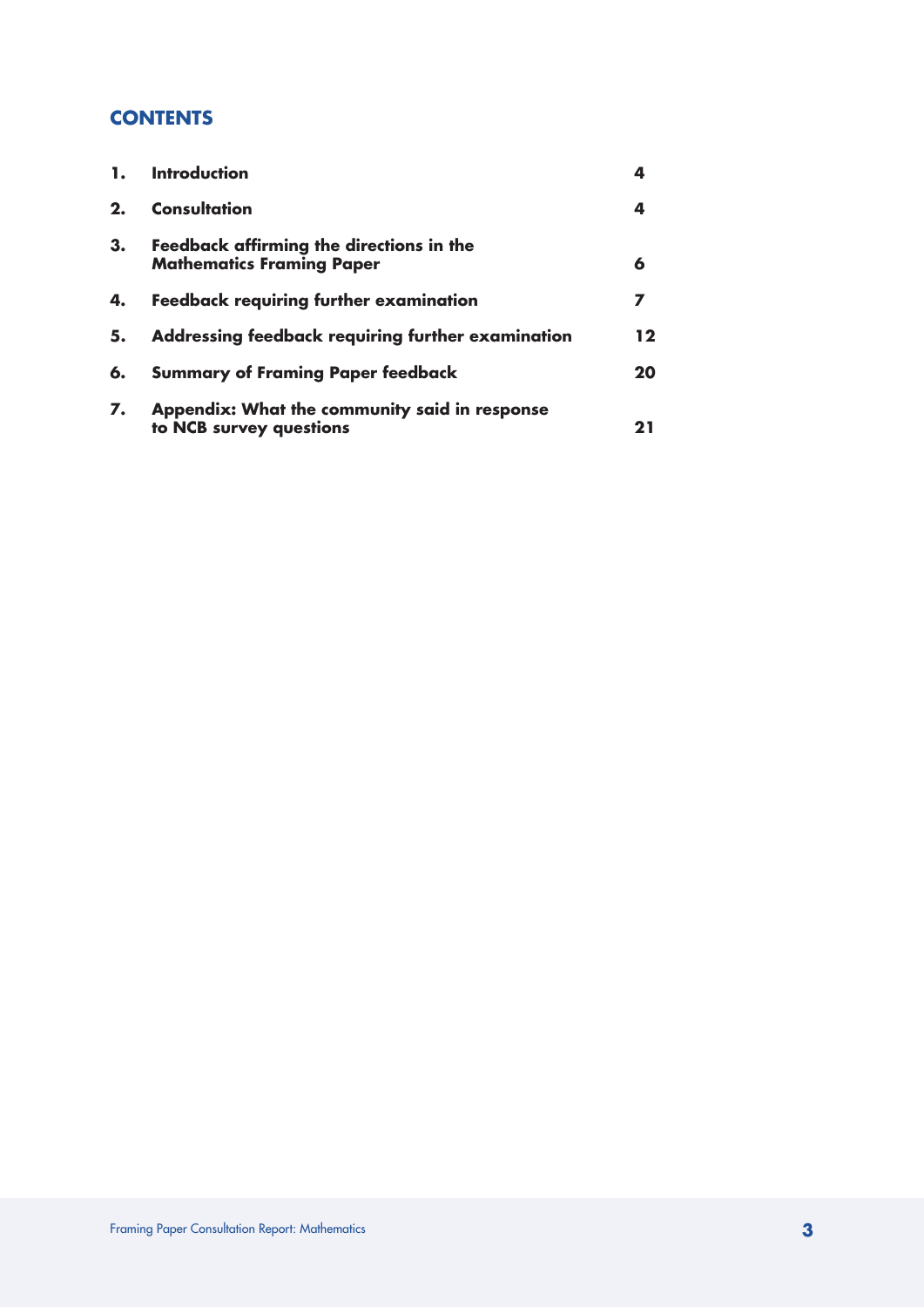## CONTENTS

| | | |
|---|---|---|
| **1.** | **Introduction** | **4** |
| **2.** | **Consultation** | **4** |
| **3.** | **Feedback affirming the directions in the Mathematics Framing Paper** | **6** |
| **4.** | **Feedback requiring further examination** | **7** |
| **5.** | **Addressing feedback requiring further examination** | **12** |
| **6.** | **Summary of Framing Paper feedback** | **20** |
| **7.** | **Appendix: What the community said in response to NCB survey questions** | **21** |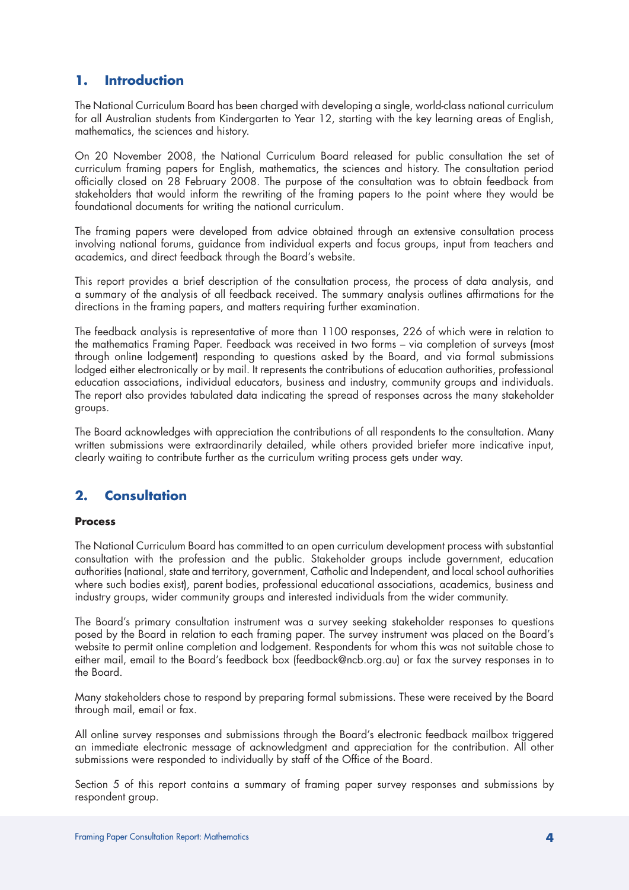## 1. Introduction

The National Curriculum Board has been charged with developing a single, world-class national curriculum for all Australian students from Kindergarten to Year 12, starting with the key learning areas of English, mathematics, the sciences and history.

On 20 November 2008, the National Curriculum Board released for public consultation the set of curriculum framing papers for English, mathematics, the sciences and history. The consultation period officially closed on 28 February 2008. The purpose of the consultation was to obtain feedback from stakeholders that would inform the rewriting of the framing papers to the point where they would be foundational documents for writing the national curriculum.

The framing papers were developed from advice obtained through an extensive consultation process involving national forums, guidance from individual experts and focus groups, input from teachers and academics, and direct feedback through the Board's website.

This report provides a brief description of the consultation process, the process of data analysis, and a summary of the analysis of all feedback received. The summary analysis outlines affirmations for the directions in the framing papers, and matters requiring further examination.

The feedback analysis is representative of more than 1100 responses, 226 of which were in relation to the mathematics Framing Paper. Feedback was received in two forms – via completion of surveys (most through online lodgement) responding to questions asked by the Board, and via formal submissions lodged either electronically or by mail. It represents the contributions of education authorities, professional education associations, individual educators, business and industry, community groups and individuals. The report also provides tabulated data indicating the spread of responses across the many stakeholder groups.

The Board acknowledges with appreciation the contributions of all respondents to the consultation. Many written submissions were extraordinarily detailed, while others provided briefer more indicative input, clearly waiting to contribute further as the curriculum writing process gets under way.

## 2. Consultation

**Process**

The National Curriculum Board has committed to an open curriculum development process with substantial consultation with the profession and the public. Stakeholder groups include government, education authorities (national, state and territory, government, Catholic and Independent, and local school authorities where such bodies exist), parent bodies, professional educational associations, academics, business and industry groups, wider community groups and interested individuals from the wider community.

The Board's primary consultation instrument was a survey seeking stakeholder responses to questions posed by the Board in relation to each framing paper. The survey instrument was placed on the Board's website to permit online completion and lodgement. Respondents for whom this was not suitable chose to either mail, email to the Board's feedback box (feedback@ncb.org.au) or fax the survey responses in to the Board.

Many stakeholders chose to respond by preparing formal submissions. These were received by the Board through mail, email or fax.

All online survey responses and submissions through the Board's electronic feedback mailbox triggered an immediate electronic message of acknowledgment and appreciation for the contribution. All other submissions were responded to individually by staff of the Office of the Board.

Section 5 of this report contains a summary of framing paper survey responses and submissions by respondent group.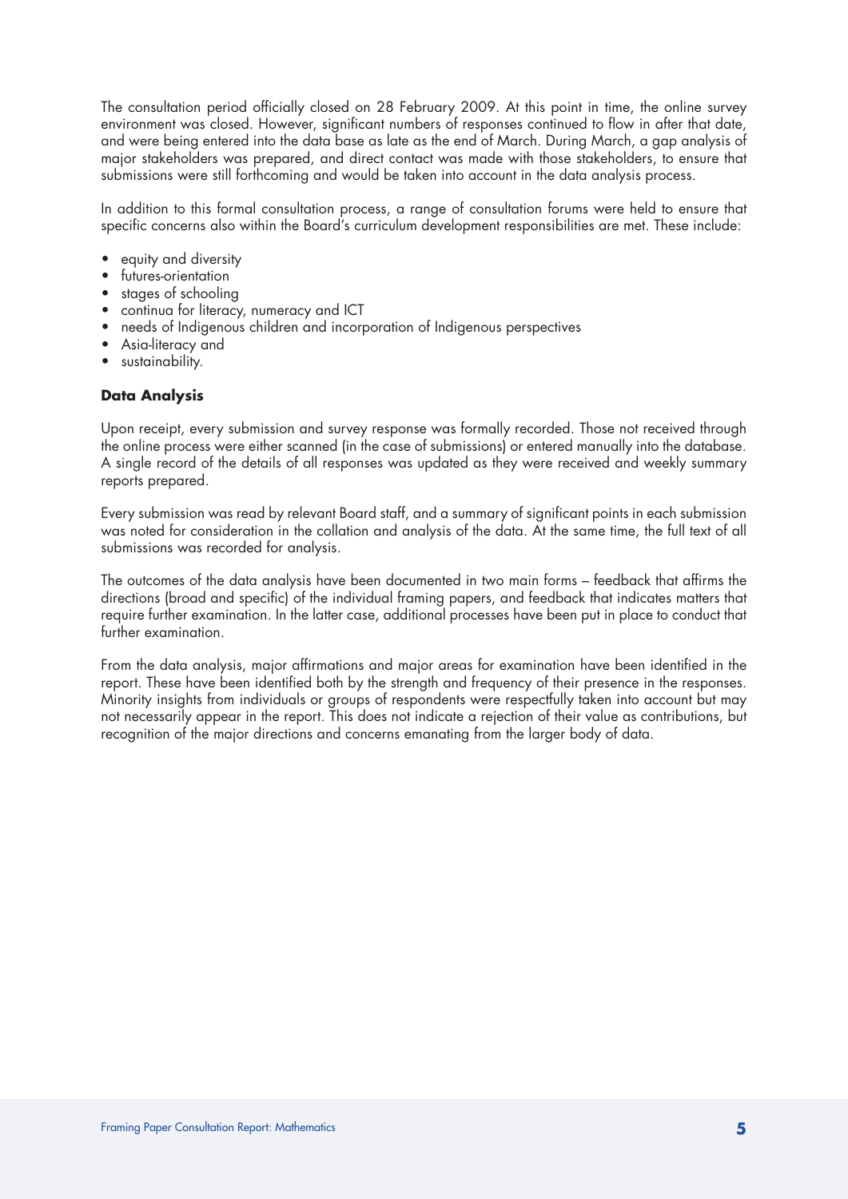The consultation period officially closed on 28 February 2009. At this point in time, the online survey environment was closed. However, significant numbers of responses continued to flow in after that date, and were being entered into the data base as late as the end of March. During March, a gap analysis of major stakeholders was prepared, and direct contact was made with those stakeholders, to ensure that submissions were still forthcoming and would be taken into account in the data analysis process.

In addition to this formal consultation process, a range of consultation forums were held to ensure that specific concerns also within the Board's curriculum development responsibilities are met. These include:

- equity and diversity
- futures-orientation
- stages of schooling
- continua for literacy, numeracy and ICT
- needs of Indigenous children and incorporation of Indigenous perspectives
- Asia-literacy and
- sustainability.

**Data Analysis**

Upon receipt, every submission and survey response was formally recorded. Those not received through the online process were either scanned (in the case of submissions) or entered manually into the database. A single record of the details of all responses was updated as they were received and weekly summary reports prepared.

Every submission was read by relevant Board staff, and a summary of significant points in each submission was noted for consideration in the collation and analysis of the data. At the same time, the full text of all submissions was recorded for analysis.

The outcomes of the data analysis have been documented in two main forms – feedback that affirms the directions (broad and specific) of the individual framing papers, and feedback that indicates matters that require further examination. In the latter case, additional processes have been put in place to conduct that further examination.

From the data analysis, major affirmations and major areas for examination have been identified in the report. These have been identified both by the strength and frequency of their presence in the responses. Minority insights from individuals or groups of respondents were respectfully taken into account but may not necessarily appear in the report. This does not indicate a rejection of their value as contributions, but recognition of the major directions and concerns emanating from the larger body of data.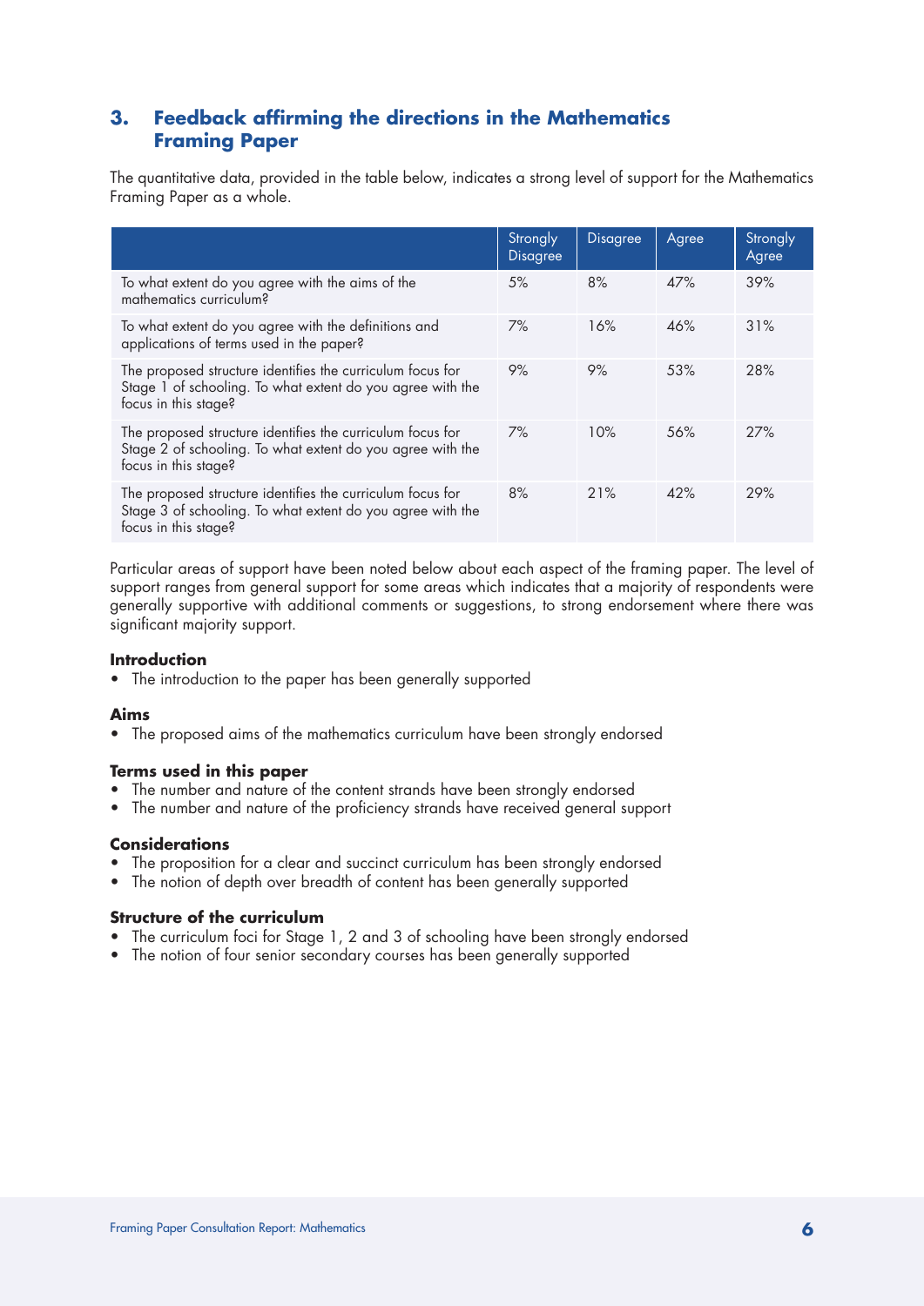## 3. Feedback affirming the directions in the Mathematics Framing Paper

The quantitative data, provided in the table below, indicates a strong level of support for the Mathematics Framing Paper as a whole.

| | Strongly Disagree | Disagree | Agree | Strongly Agree |
|---|---|---|---|---|
| To what extent do you agree with the aims of the mathematics curriculum? | 5% | 8% | 47% | 39% |
| To what extent do you agree with the definitions and applications of terms used in the paper? | 7% | 16% | 46% | 31% |
| The proposed structure identifies the curriculum focus for Stage 1 of schooling. To what extent do you agree with the focus in this stage? | 9% | 9% | 53% | 28% |
| The proposed structure identifies the curriculum focus for Stage 2 of schooling. To what extent do you agree with the focus in this stage? | 7% | 10% | 56% | 27% |
| The proposed structure identifies the curriculum focus for Stage 3 of schooling. To what extent do you agree with the focus in this stage? | 8% | 21% | 42% | 29% |

Particular areas of support have been noted below about each aspect of the framing paper. The level of support ranges from general support for some areas which indicates that a majority of respondents were generally supportive with additional comments or suggestions, to strong endorsement where there was significant majority support.

**Introduction**

- The introduction to the paper has been generally supported

**Aims**

- The proposed aims of the mathematics curriculum have been strongly endorsed

**Terms used in this paper**

- The number and nature of the content strands have been strongly endorsed
- The number and nature of the proficiency strands have received general support

**Considerations**

- The proposition for a clear and succinct curriculum has been strongly endorsed
- The notion of depth over breadth of content has been generally supported

**Structure of the curriculum**

- The curriculum foci for Stage 1, 2 and 3 of schooling have been strongly endorsed
- The notion of four senior secondary courses has been generally supported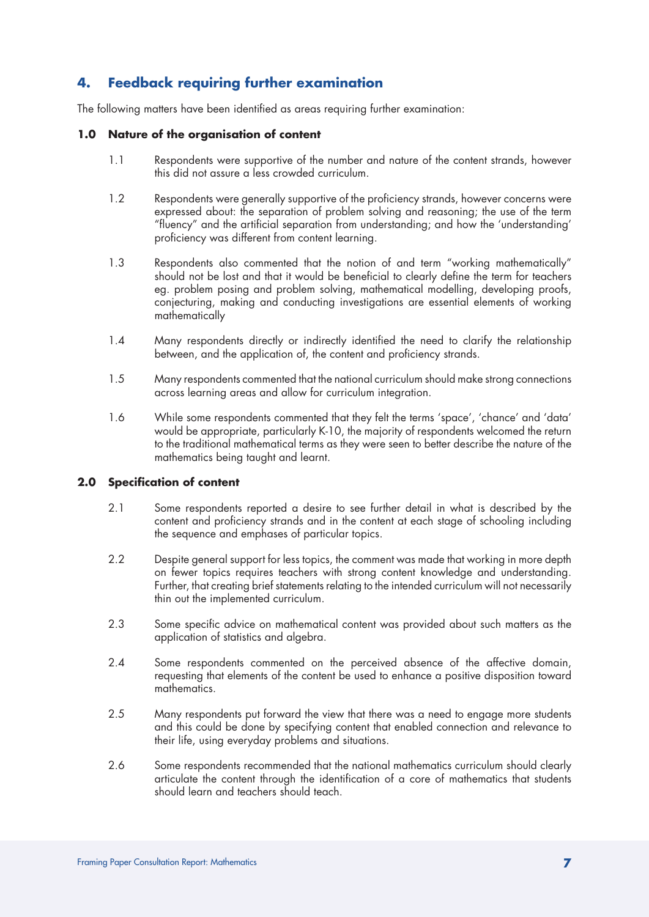## 4. Feedback requiring further examination

The following matters have been identified as areas requiring further examination:

### 1.0 Nature of the organisation of content

1.1 Respondents were supportive of the number and nature of the content strands, however this did not assure a less crowded curriculum.

1.2 Respondents were generally supportive of the proficiency strands, however concerns were expressed about: the separation of problem solving and reasoning; the use of the term "fluency" and the artificial separation from understanding; and how the 'understanding' proficiency was different from content learning.

1.3 Respondents also commented that the notion of and term "working mathematically" should not be lost and that it would be beneficial to clearly define the term for teachers eg. problem posing and problem solving, mathematical modelling, developing proofs, conjecturing, making and conducting investigations are essential elements of working mathematically

1.4 Many respondents directly or indirectly identified the need to clarify the relationship between, and the application of, the content and proficiency strands.

1.5 Many respondents commented that the national curriculum should make strong connections across learning areas and allow for curriculum integration.

1.6 While some respondents commented that they felt the terms 'space', 'chance' and 'data' would be appropriate, particularly K-10, the majority of respondents welcomed the return to the traditional mathematical terms as they were seen to better describe the nature of the mathematics being taught and learnt.

### 2.0 Specification of content

2.1 Some respondents reported a desire to see further detail in what is described by the content and proficiency strands and in the content at each stage of schooling including the sequence and emphases of particular topics.

2.2 Despite general support for less topics, the comment was made that working in more depth on fewer topics requires teachers with strong content knowledge and understanding. Further, that creating brief statements relating to the intended curriculum will not necessarily thin out the implemented curriculum.

2.3 Some specific advice on mathematical content was provided about such matters as the application of statistics and algebra.

2.4 Some respondents commented on the perceived absence of the affective domain, requesting that elements of the content be used to enhance a positive disposition toward mathematics.

2.5 Many respondents put forward the view that there was a need to engage more students and this could be done by specifying content that enabled connection and relevance to their life, using everyday problems and situations.

2.6 Some respondents recommended that the national mathematics curriculum should clearly articulate the content through the identification of a core of mathematics that students should learn and teachers should teach.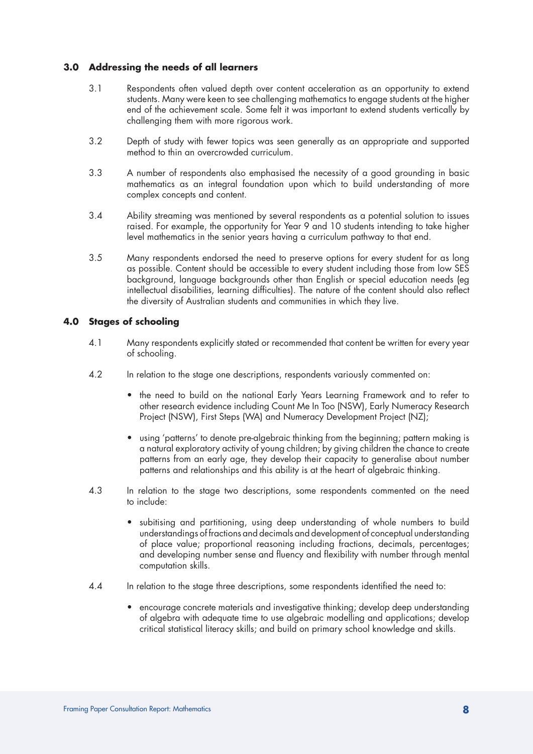## 3.0 Addressing the needs of all learners

3.1 Respondents often valued depth over content acceleration as an opportunity to extend students. Many were keen to see challenging mathematics to engage students at the higher end of the achievement scale. Some felt it was important to extend students vertically by challenging them with more rigorous work.

3.2 Depth of study with fewer topics was seen generally as an appropriate and supported method to thin an overcrowded curriculum.

3.3 A number of respondents also emphasised the necessity of a good grounding in basic mathematics as an integral foundation upon which to build understanding of more complex concepts and content.

3.4 Ability streaming was mentioned by several respondents as a potential solution to issues raised. For example, the opportunity for Year 9 and 10 students intending to take higher level mathematics in the senior years having a curriculum pathway to that end.

3.5 Many respondents endorsed the need to preserve options for every student for as long as possible. Content should be accessible to every student including those from low SES background, language backgrounds other than English or special education needs (eg intellectual disabilities, learning difficulties). The nature of the content should also reflect the diversity of Australian students and communities in which they live.

## 4.0 Stages of schooling

4.1 Many respondents explicitly stated or recommended that content be written for every year of schooling.

4.2 In relation to the stage one descriptions, respondents variously commented on:

- the need to build on the national Early Years Learning Framework and to refer to other research evidence including Count Me In Too (NSW), Early Numeracy Research Project (NSW), First Steps (WA) and Numeracy Development Project (NZ);
- using 'patterns' to denote pre-algebraic thinking from the beginning; pattern making is a natural exploratory activity of young children; by giving children the chance to create patterns from an early age, they develop their capacity to generalise about number patterns and relationships and this ability is at the heart of algebraic thinking.

4.3 In relation to the stage two descriptions, some respondents commented on the need to include:

- subitising and partitioning, using deep understanding of whole numbers to build understandings of fractions and decimals and development of conceptual understanding of place value; proportional reasoning including fractions, decimals, percentages; and developing number sense and fluency and flexibility with number through mental computation skills.

4.4 In relation to the stage three descriptions, some respondents identified the need to:

- encourage concrete materials and investigative thinking; develop deep understanding of algebra with adequate time to use algebraic modelling and applications; develop critical statistical literacy skills; and build on primary school knowledge and skills.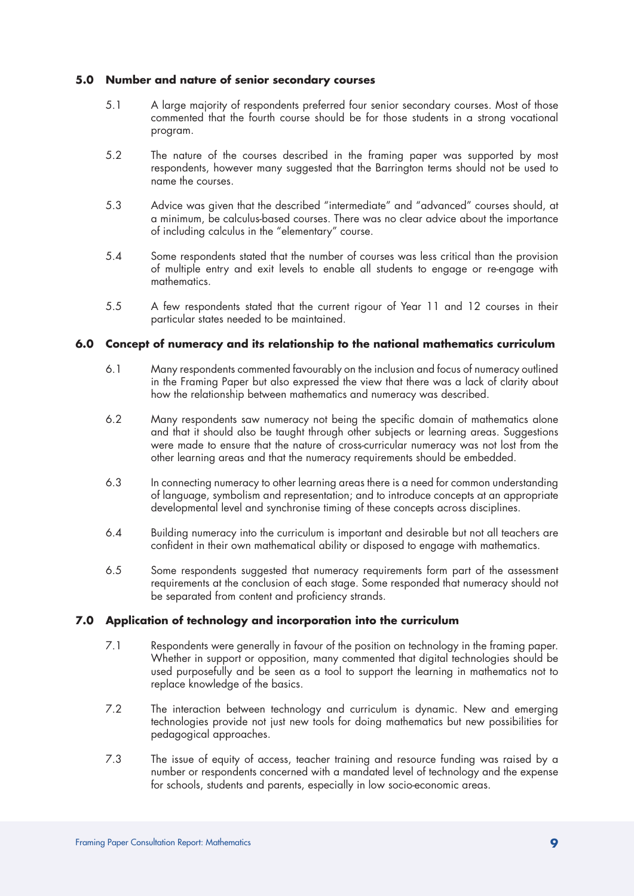## 5.0 Number and nature of senior secondary courses

5.1 A large majority of respondents preferred four senior secondary courses. Most of those commented that the fourth course should be for those students in a strong vocational program.

5.2 The nature of the courses described in the framing paper was supported by most respondents, however many suggested that the Barrington terms should not be used to name the courses.

5.3 Advice was given that the described "intermediate" and "advanced" courses should, at a minimum, be calculus-based courses. There was no clear advice about the importance of including calculus in the "elementary" course.

5.4 Some respondents stated that the number of courses was less critical than the provision of multiple entry and exit levels to enable all students to engage or re-engage with mathematics.

5.5 A few respondents stated that the current rigour of Year 11 and 12 courses in their particular states needed to be maintained.

## 6.0 Concept of numeracy and its relationship to the national mathematics curriculum

6.1 Many respondents commented favourably on the inclusion and focus of numeracy outlined in the Framing Paper but also expressed the view that there was a lack of clarity about how the relationship between mathematics and numeracy was described.

6.2 Many respondents saw numeracy not being the specific domain of mathematics alone and that it should also be taught through other subjects or learning areas. Suggestions were made to ensure that the nature of cross-curricular numeracy was not lost from the other learning areas and that the numeracy requirements should be embedded.

6.3 In connecting numeracy to other learning areas there is a need for common understanding of language, symbolism and representation; and to introduce concepts at an appropriate developmental level and synchronise timing of these concepts across disciplines.

6.4 Building numeracy into the curriculum is important and desirable but not all teachers are confident in their own mathematical ability or disposed to engage with mathematics.

6.5 Some respondents suggested that numeracy requirements form part of the assessment requirements at the conclusion of each stage. Some responded that numeracy should not be separated from content and proficiency strands.

## 7.0 Application of technology and incorporation into the curriculum

7.1 Respondents were generally in favour of the position on technology in the framing paper. Whether in support or opposition, many commented that digital technologies should be used purposefully and be seen as a tool to support the learning in mathematics not to replace knowledge of the basics.

7.2 The interaction between technology and curriculum is dynamic. New and emerging technologies provide not just new tools for doing mathematics but new possibilities for pedagogical approaches.

7.3 The issue of equity of access, teacher training and resource funding was raised by a number or respondents concerned with a mandated level of technology and the expense for schools, students and parents, especially in low socio-economic areas.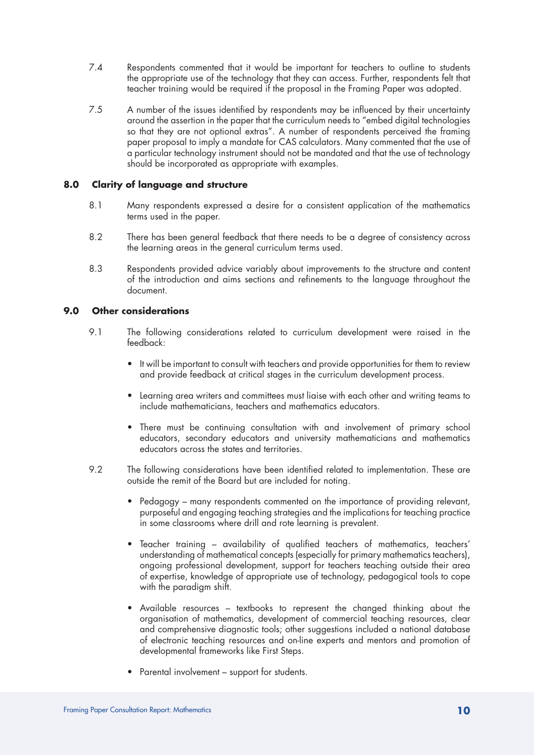7.4 Respondents commented that it would be important for teachers to outline to students the appropriate use of the technology that they can access. Further, respondents felt that teacher training would be required if the proposal in the Framing Paper was adopted.

7.5 A number of the issues identified by respondents may be influenced by their uncertainty around the assertion in the paper that the curriculum needs to "embed digital technologies so that they are not optional extras". A number of respondents perceived the framing paper proposal to imply a mandate for CAS calculators. Many commented that the use of a particular technology instrument should not be mandated and that the use of technology should be incorporated as appropriate with examples.

## 8.0 Clarity of language and structure

8.1 Many respondents expressed a desire for a consistent application of the mathematics terms used in the paper.

8.2 There has been general feedback that there needs to be a degree of consistency across the learning areas in the general curriculum terms used.

8.3 Respondents provided advice variably about improvements to the structure and content of the introduction and aims sections and refinements to the language throughout the document.

## 9.0 Other considerations

9.1 The following considerations related to curriculum development were raised in the feedback:

- It will be important to consult with teachers and provide opportunities for them to review and provide feedback at critical stages in the curriculum development process.
- Learning area writers and committees must liaise with each other and writing teams to include mathematicians, teachers and mathematics educators.
- There must be continuing consultation with and involvement of primary school educators, secondary educators and university mathematicians and mathematics educators across the states and territories.

9.2 The following considerations have been identified related to implementation. These are outside the remit of the Board but are included for noting.

- Pedagogy – many respondents commented on the importance of providing relevant, purposeful and engaging teaching strategies and the implications for teaching practice in some classrooms where drill and rote learning is prevalent.
- Teacher training – availability of qualified teachers of mathematics, teachers' understanding of mathematical concepts (especially for primary mathematics teachers), ongoing professional development, support for teachers teaching outside their area of expertise, knowledge of appropriate use of technology, pedagogical tools to cope with the paradigm shift.
- Available resources – textbooks to represent the changed thinking about the organisation of mathematics, development of commercial teaching resources, clear and comprehensive diagnostic tools; other suggestions included a national database of electronic teaching resources and on-line experts and mentors and promotion of developmental frameworks like First Steps.
- Parental involvement – support for students.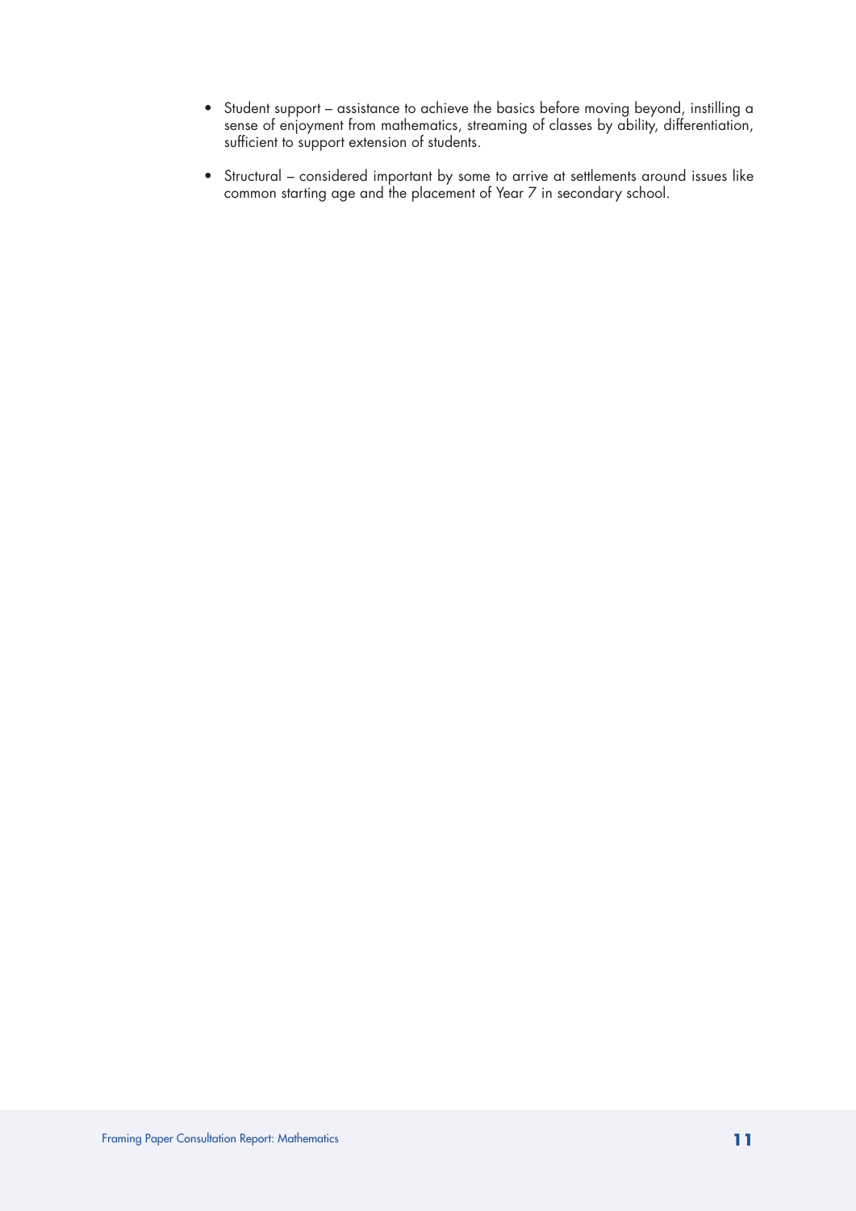- Student support – assistance to achieve the basics before moving beyond, instilling a sense of enjoyment from mathematics, streaming of classes by ability, differentiation, sufficient to support extension of students.
- Structural – considered important by some to arrive at settlements around issues like common starting age and the placement of Year 7 in secondary school.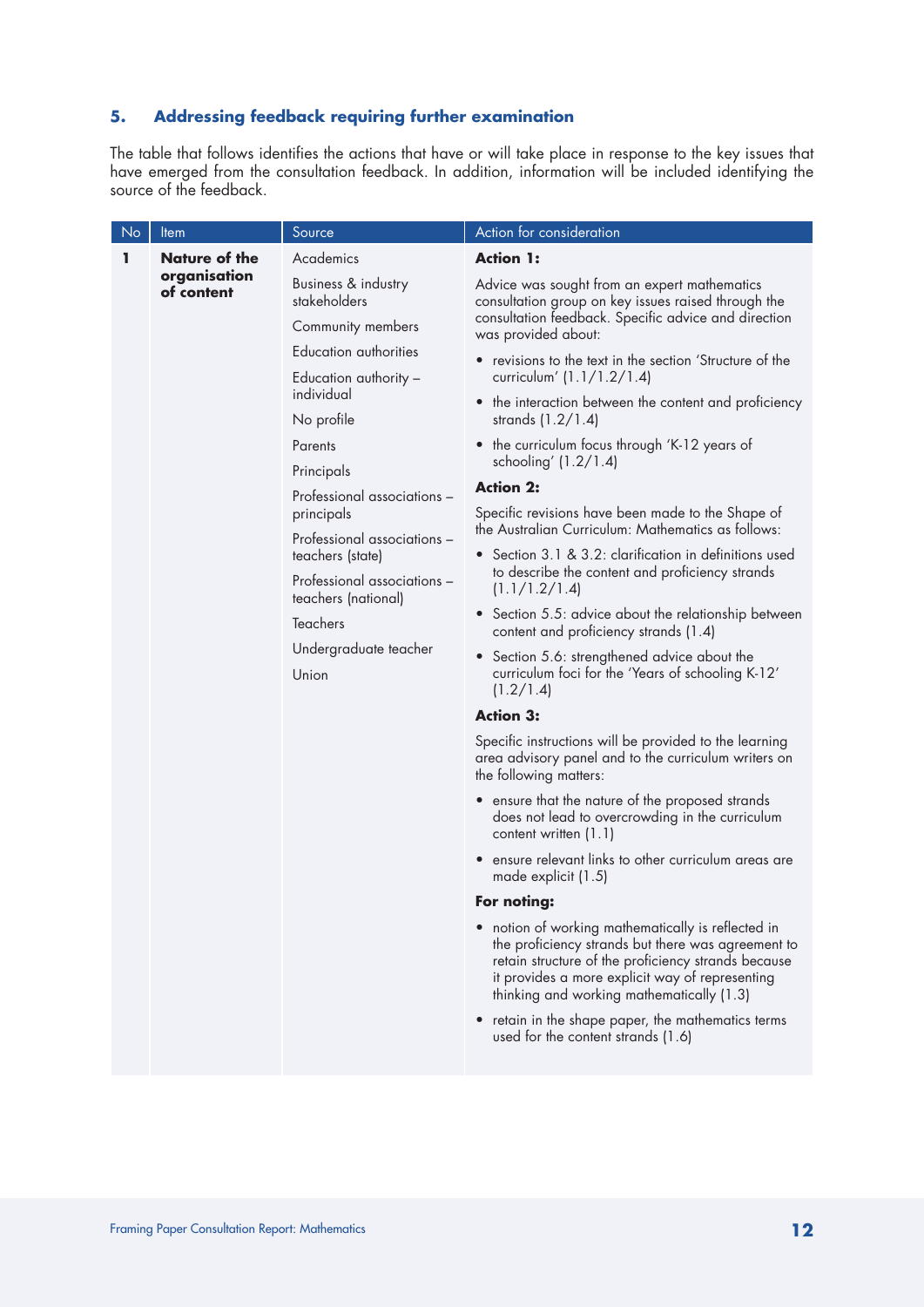## 5. Addressing feedback requiring further examination

The table that follows identifies the actions that have or will take place in response to the key issues that have emerged from the consultation feedback. In addition, information will be included identifying the source of the feedback.

| No | Item | Source | Action for consideration |
|---|---|---|---|
| 1 | **Nature of the organisation of content** | Academics<br>Business & industry stakeholders<br>Community members<br>Education authorities<br>Education authority – individual<br>No profile<br>Parents<br>Principals<br>Professional associations – principals<br>Professional associations – teachers (state)<br>Professional associations – teachers (national)<br>Teachers<br>Undergraduate teacher<br>Union | **Action 1:**<br>Advice was sought from an expert mathematics consultation group on key issues raised through the consultation feedback. Specific advice and direction was provided about:<br>• revisions to the text in the section 'Structure of the curriculum' (1.1/1.2/1.4)<br>• the interaction between the content and proficiency strands (1.2/1.4)<br>• the curriculum focus through 'K-12 years of schooling' (1.2/1.4)<br>**Action 2:**<br>Specific revisions have been made to the Shape of the Australian Curriculum: Mathematics as follows:<br>• Section 3.1 & 3.2: clarification in definitions used to describe the content and proficiency strands (1.1/1.2/1.4)<br>• Section 5.5: advice about the relationship between content and proficiency strands (1.4)<br>• Section 5.6: strengthened advice about the curriculum foci for the 'Years of schooling K-12' (1.2/1.4)<br>**Action 3:**<br>Specific instructions will be provided to the learning area advisory panel and to the curriculum writers on the following matters:<br>• ensure that the nature of the proposed strands does not lead to overcrowding in the curriculum content written (1.1)<br>• ensure relevant links to other curriculum areas are made explicit (1.5)<br>**For noting:**<br>• notion of working mathematically is reflected in the proficiency strands but there was agreement to retain structure of the proficiency strands because it provides a more explicit way of representing thinking and working mathematically (1.3)<br>• retain in the shape paper, the mathematics terms used for the content strands (1.6) |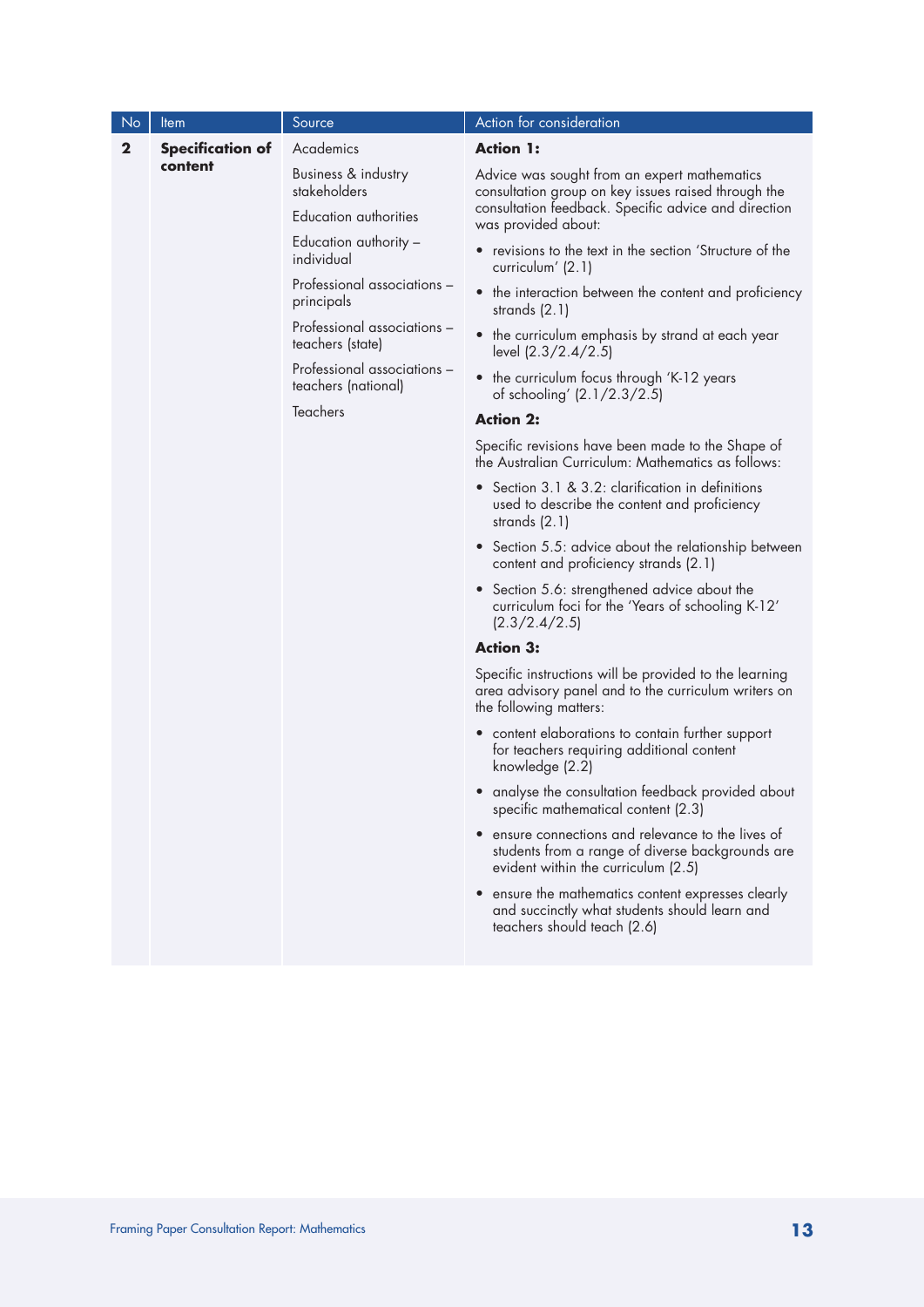| No | Item | Source | Action for consideration |
|---|---|---|---|
| **2** | **Specification of content** | Academics<br>Business & industry stakeholders<br>Education authorities<br>Education authority – individual<br>Professional associations – principals<br>Professional associations – teachers (state)<br>Professional associations – teachers (national)<br>Teachers | **Action 1:**<br>Advice was sought from an expert mathematics consultation group on key issues raised through the consultation feedback. Specific advice and direction was provided about:<br>• revisions to the text in the section 'Structure of the curriculum' (2.1)<br>• the interaction between the content and proficiency strands (2.1)<br>• the curriculum emphasis by strand at each year level (2.3/2.4/2.5)<br>• the curriculum focus through 'K-12 years of schooling' (2.1/2.3/2.5)<br>**Action 2:**<br>Specific revisions have been made to the Shape of the Australian Curriculum: Mathematics as follows:<br>• Section 3.1 & 3.2: clarification in definitions used to describe the content and proficiency strands (2.1)<br>• Section 5.5: advice about the relationship between content and proficiency strands (2.1)<br>• Section 5.6: strengthened advice about the curriculum foci for the 'Years of schooling K-12' (2.3/2.4/2.5)<br>**Action 3:**<br>Specific instructions will be provided to the learning area advisory panel and to the curriculum writers on the following matters:<br>• content elaborations to contain further support for teachers requiring additional content knowledge (2.2)<br>• analyse the consultation feedback provided about specific mathematical content (2.3)<br>• ensure connections and relevance to the lives of students from a range of diverse backgrounds are evident within the curriculum (2.5)<br>• ensure the mathematics content expresses clearly and succinctly what students should learn and teachers should teach (2.6) |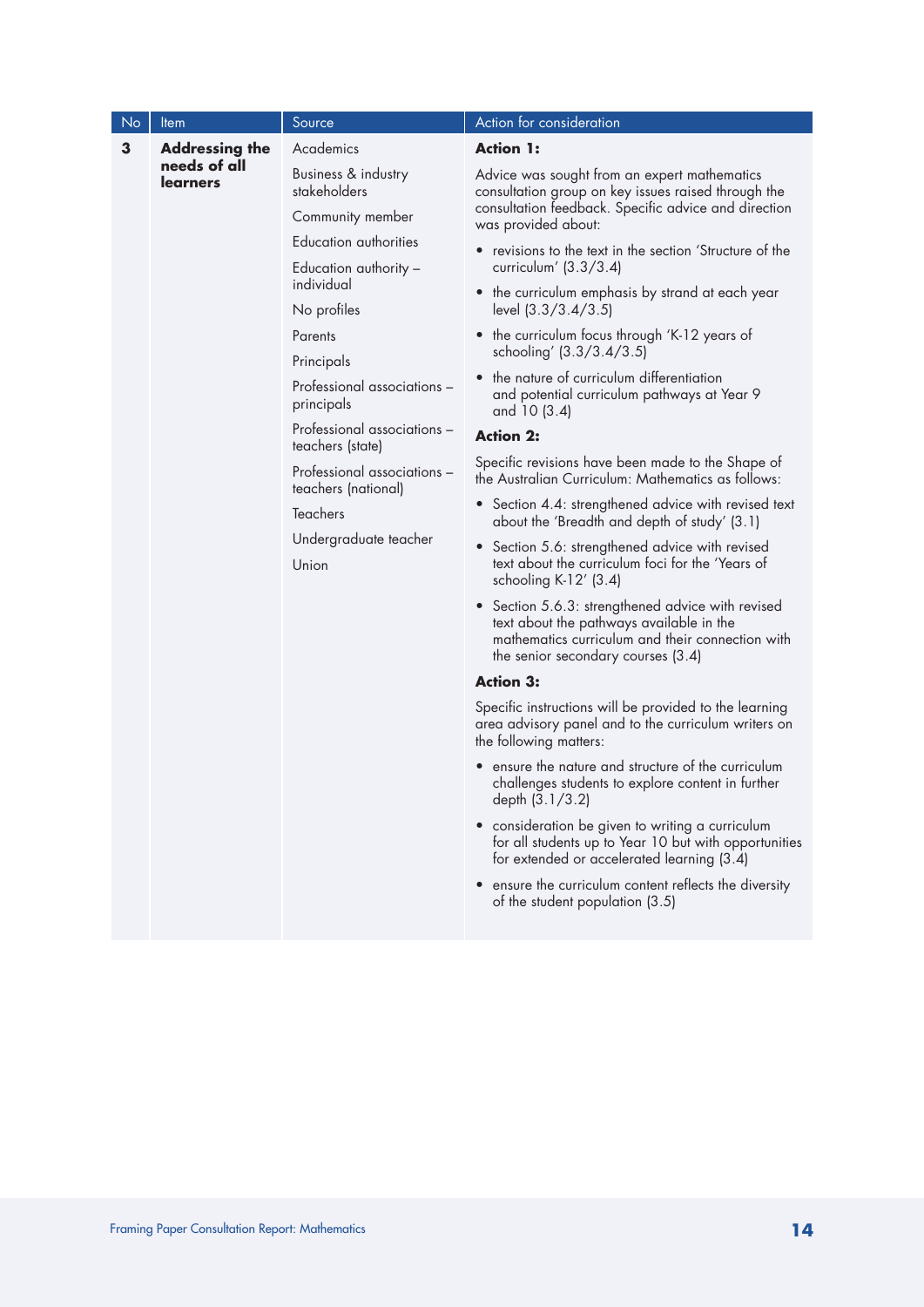| No | Item | Source | Action for consideration |
| --- | --- | --- | --- |
| 3 | **Addressing the needs of all learners** | Academics<br>Business & industry stakeholders<br>Community member<br>Education authorities<br>Education authority – individual<br>No profiles<br>Parents<br>Principals<br>Professional associations – principals<br>Professional associations – teachers (state)<br>Professional associations – teachers (national)<br>Teachers<br>Undergraduate teacher<br>Union | **Action 1:**<br>Advice was sought from an expert mathematics consultation group on key issues raised through the consultation feedback. Specific advice and direction was provided about:<br>• revisions to the text in the section 'Structure of the curriculum' (3.3/3.4)<br>• the curriculum emphasis by strand at each year level (3.3/3.4/3.5)<br>• the curriculum focus through 'K-12 years of schooling' (3.3/3.4/3.5)<br>• the nature of curriculum differentiation and potential curriculum pathways at Year 9 and 10 (3.4)<br>**Action 2:**<br>Specific revisions have been made to the Shape of the Australian Curriculum: Mathematics as follows:<br>• Section 4.4: strengthened advice with revised text about the 'Breadth and depth of study' (3.1)<br>• Section 5.6: strengthened advice with revised text about the curriculum foci for the 'Years of schooling K-12' (3.4)<br>• Section 5.6.3: strengthened advice with revised text about the pathways available in the mathematics curriculum and their connection with the senior secondary courses (3.4)<br>**Action 3:**<br>Specific instructions will be provided to the learning area advisory panel and to the curriculum writers on the following matters:<br>• ensure the nature and structure of the curriculum challenges students to explore content in further depth (3.1/3.2)<br>• consideration be given to writing a curriculum for all students up to Year 10 but with opportunities for extended or accelerated learning (3.4)<br>• ensure the curriculum content reflects the diversity of the student population (3.5) |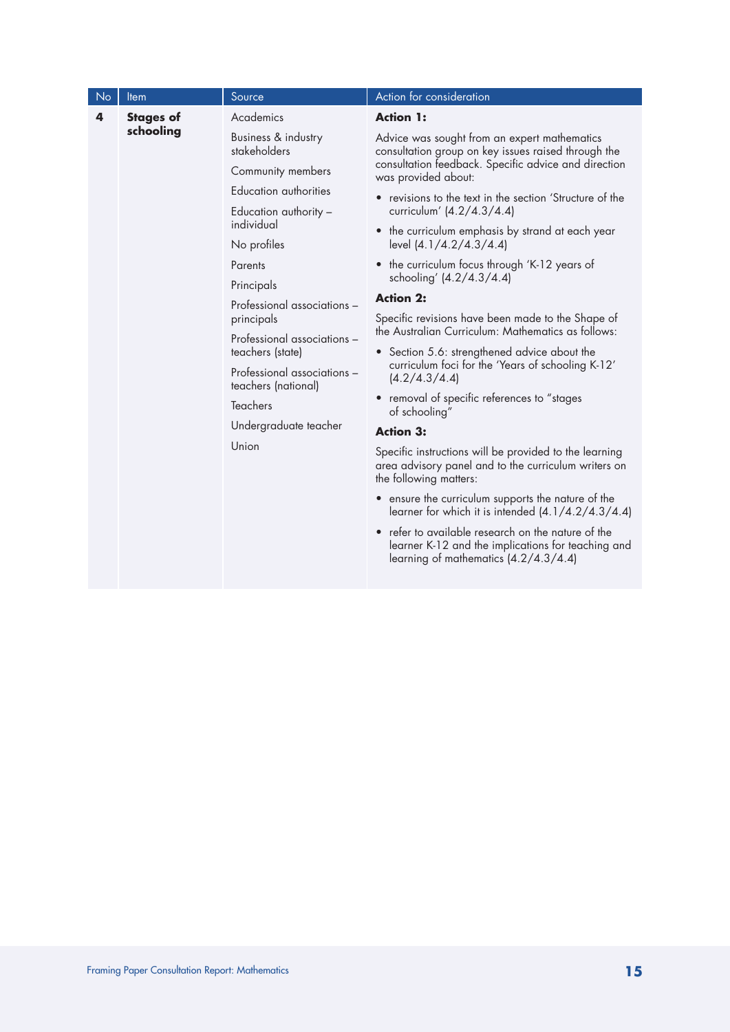| No | Item | Source | Action for consideration |
|---|---|---|---|
| 4 | **Stages of schooling** | Academics<br>Business & industry stakeholders<br>Community members<br>Education authorities<br>Education authority – individual<br>No profiles<br>Parents<br>Principals<br>Professional associations – principals<br>Professional associations – teachers (state)<br>Professional associations – teachers (national)<br>Teachers<br>Undergraduate teacher<br>Union | **Action 1:**<br>Advice was sought from an expert mathematics consultation group on key issues raised through the consultation feedback. Specific advice and direction was provided about:<br>• revisions to the text in the section 'Structure of the curriculum' (4.2/4.3/4.4)<br>• the curriculum emphasis by strand at each year level (4.1/4.2/4.3/4.4)<br>• the curriculum focus through 'K-12 years of schooling' (4.2/4.3/4.4)<br>**Action 2:**<br>Specific revisions have been made to the Shape of the Australian Curriculum: Mathematics as follows:<br>• Section 5.6: strengthened advice about the curriculum foci for the 'Years of schooling K-12' (4.2/4.3/4.4)<br>• removal of specific references to "stages of schooling"<br>**Action 3:**<br>Specific instructions will be provided to the learning area advisory panel and to the curriculum writers on the following matters:<br>• ensure the curriculum supports the nature of the learner for which it is intended (4.1/4.2/4.3/4.4)<br>• refer to available research on the nature of the learner K-12 and the implications for teaching and learning of mathematics (4.2/4.3/4.4) |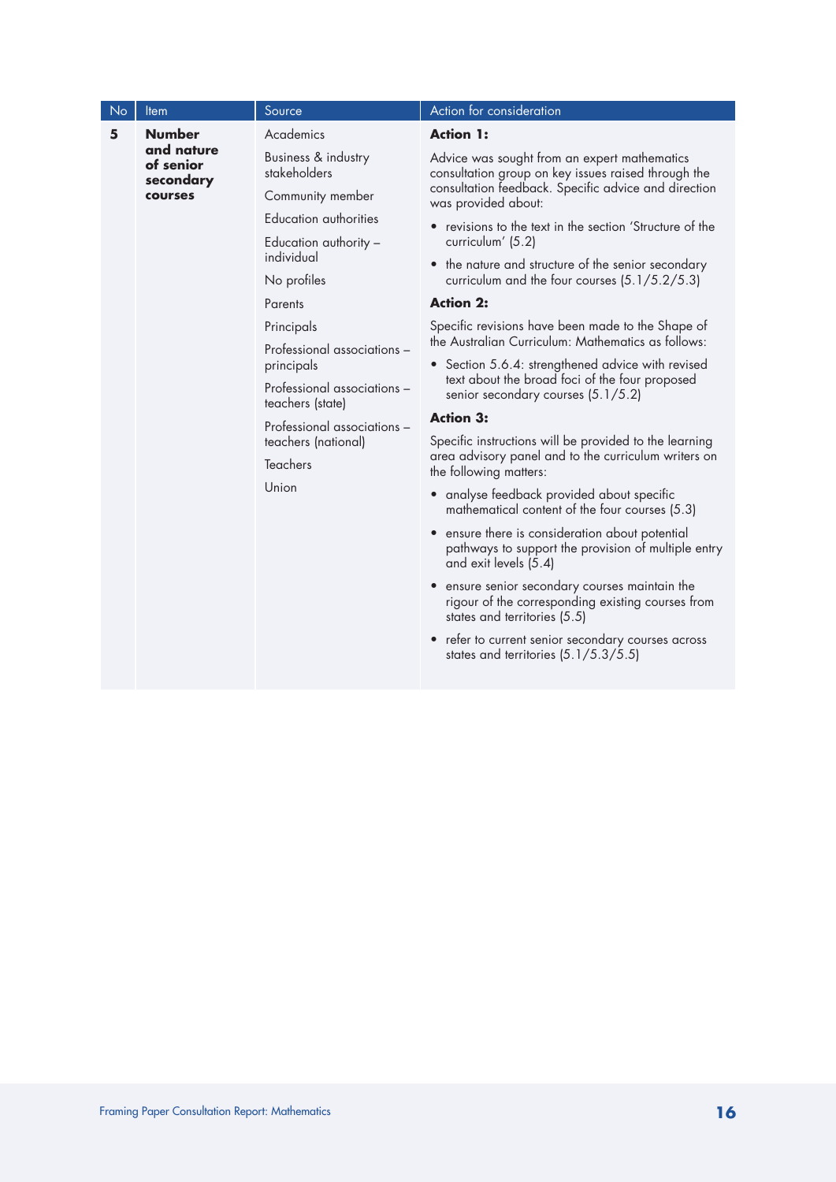| No | Item | Source | Action for consideration |
|---|---|---|---|
| **5** | **Number and nature of senior secondary courses** | Academics<br>Business & industry stakeholders<br>Community member<br>Education authorities<br>Education authority – individual<br>No profiles<br>Parents<br>Principals<br>Professional associations – principals<br>Professional associations – teachers (state)<br>Professional associations – teachers (national)<br>Teachers<br>Union | **Action 1:**<br>Advice was sought from an expert mathematics consultation group on key issues raised through the consultation feedback. Specific advice and direction was provided about:<br>• revisions to the text in the section 'Structure of the curriculum' (5.2)<br>• the nature and structure of the senior secondary curriculum and the four courses (5.1/5.2/5.3)<br>**Action 2:**<br>Specific revisions have been made to the Shape of the Australian Curriculum: Mathematics as follows:<br>• Section 5.6.4: strengthened advice with revised text about the broad foci of the four proposed senior secondary courses (5.1/5.2)<br>**Action 3:**<br>Specific instructions will be provided to the learning area advisory panel and to the curriculum writers on the following matters:<br>• analyse feedback provided about specific mathematical content of the four courses (5.3)<br>• ensure there is consideration about potential pathways to support the provision of multiple entry and exit levels (5.4)<br>• ensure senior secondary courses maintain the rigour of the corresponding existing courses from states and territories (5.5)<br>• refer to current senior secondary courses across states and territories (5.1/5.3/5.5) |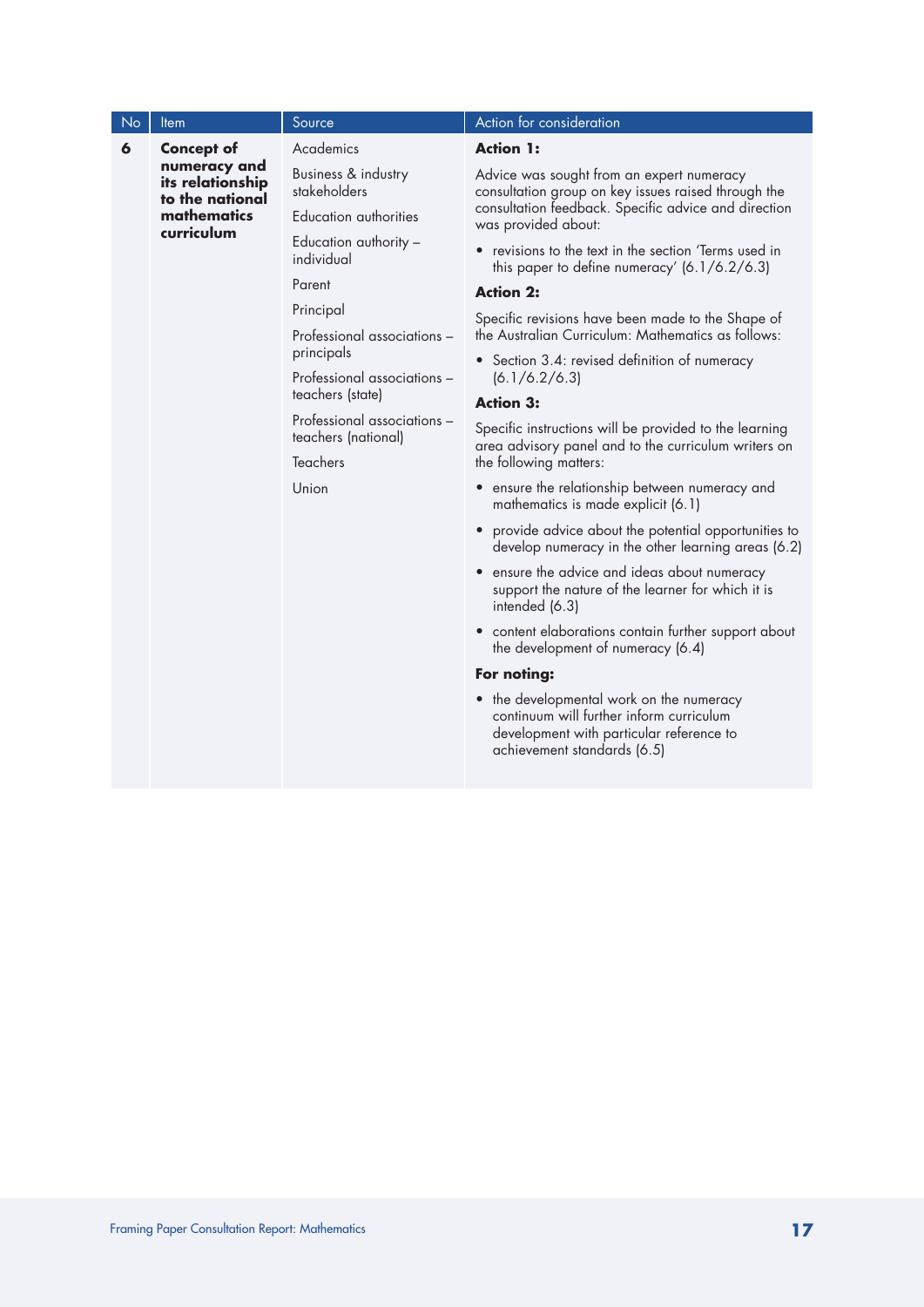| No | Item | Source | Action for consideration |
|---|---|---|---|
| **6** | **Concept of numeracy and its relationship to the national mathematics curriculum** | Academics<br><br>Business & industry stakeholders<br><br>Education authorities<br><br>Education authority – individual<br><br>Parent<br><br>Principal<br><br>Professional associations – principals<br><br>Professional associations – teachers (state)<br><br>Professional associations – teachers (national)<br><br>Teachers<br><br>Union | **Action 1:**<br><br>Advice was sought from an expert numeracy consultation group on key issues raised through the consultation feedback. Specific advice and direction was provided about:<br><br>• revisions to the text in the section 'Terms used in this paper to define numeracy' (6.1/6.2/6.3)<br><br>**Action 2:**<br><br>Specific revisions have been made to the Shape of the Australian Curriculum: Mathematics as follows:<br><br>• Section 3.4: revised definition of numeracy (6.1/6.2/6.3)<br><br>**Action 3:**<br><br>Specific instructions will be provided to the learning area advisory panel and to the curriculum writers on the following matters:<br><br>• ensure the relationship between numeracy and mathematics is made explicit (6.1)<br><br>• provide advice about the potential opportunities to develop numeracy in the other learning areas (6.2)<br><br>• ensure the advice and ideas about numeracy support the nature of the learner for which it is intended (6.3)<br><br>• content elaborations contain further support about the development of numeracy (6.4)<br><br>**For noting:**<br><br>• the developmental work on the numeracy continuum will further inform curriculum development with particular reference to achievement standards (6.5) |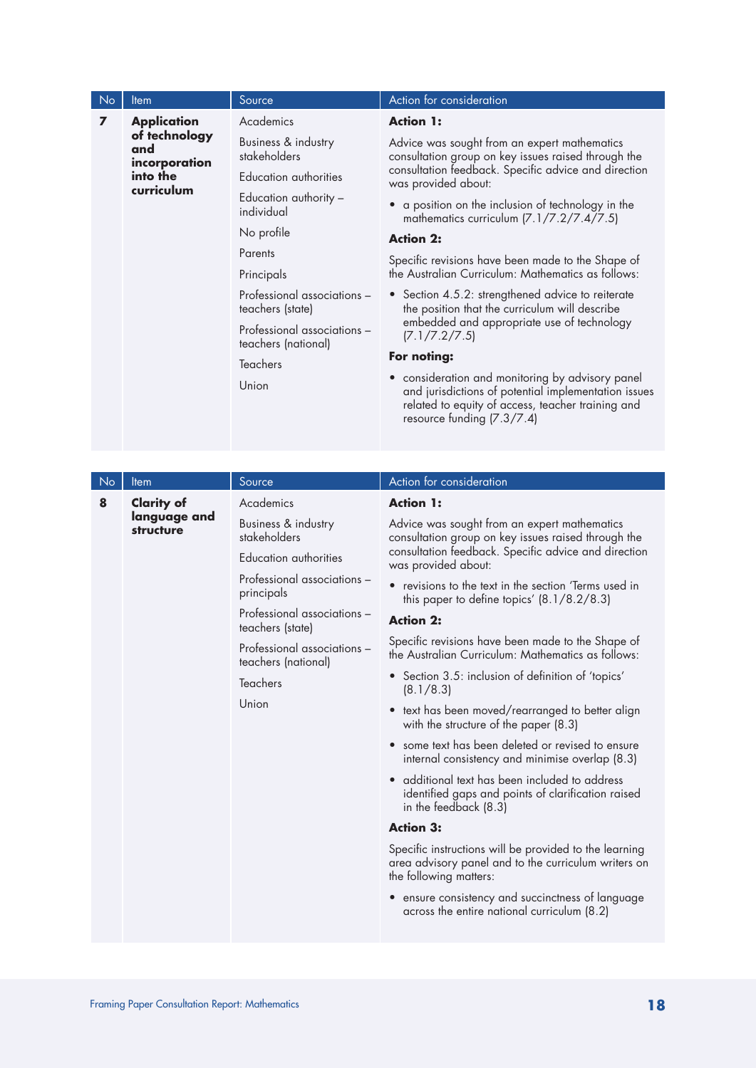| No | Item | Source | Action for consideration |
|---|---|---|---|
| **7** | **Application of technology and incorporation into the curriculum** | Academics<br><br>Business & industry stakeholders<br><br>Education authorities<br><br>Education authority – individual<br><br>No profile<br><br>Parents<br><br>Principals<br><br>Professional associations – teachers (state)<br><br>Professional associations – teachers (national)<br><br>Teachers<br><br>Union | **Action 1:**<br><br>Advice was sought from an expert mathematics consultation group on key issues raised through the consultation feedback. Specific advice and direction was provided about:<br><br>• a position on the inclusion of technology in the mathematics curriculum (7.1/7.2/7.4/7.5)<br><br>**Action 2:**<br><br>Specific revisions have been made to the Shape of the Australian Curriculum: Mathematics as follows:<br><br>• Section 4.5.2: strengthened advice to reiterate the position that the curriculum will describe embedded and appropriate use of technology (7.1/7.2/7.5)<br><br>**For noting:**<br><br>• consideration and monitoring by advisory panel and jurisdictions of potential implementation issues related to equity of access, teacher training and resource funding (7.3/7.4) |

| No | Item | Source | Action for consideration |
|---|---|---|---|
| **8** | **Clarity of language and structure** | Academics<br><br>Business & industry stakeholders<br><br>Education authorities<br><br>Professional associations – principals<br><br>Professional associations – teachers (state)<br><br>Professional associations – teachers (national)<br><br>Teachers<br><br>Union | **Action 1:**<br><br>Advice was sought from an expert mathematics consultation group on key issues raised through the consultation feedback. Specific advice and direction was provided about:<br><br>• revisions to the text in the section 'Terms used in this paper to define topics' (8.1/8.2/8.3)<br><br>**Action 2:**<br><br>Specific revisions have been made to the Shape of the Australian Curriculum: Mathematics as follows:<br><br>• Section 3.5: inclusion of definition of 'topics' (8.1/8.3)<br><br>• text has been moved/rearranged to better align with the structure of the paper (8.3)<br><br>• some text has been deleted or revised to ensure internal consistency and minimise overlap (8.3)<br><br>• additional text has been included to address identified gaps and points of clarification raised in the feedback (8.3)<br><br>**Action 3:**<br><br>Specific instructions will be provided to the learning area advisory panel and to the curriculum writers on the following matters:<br><br>• ensure consistency and succinctness of language across the entire national curriculum (8.2) |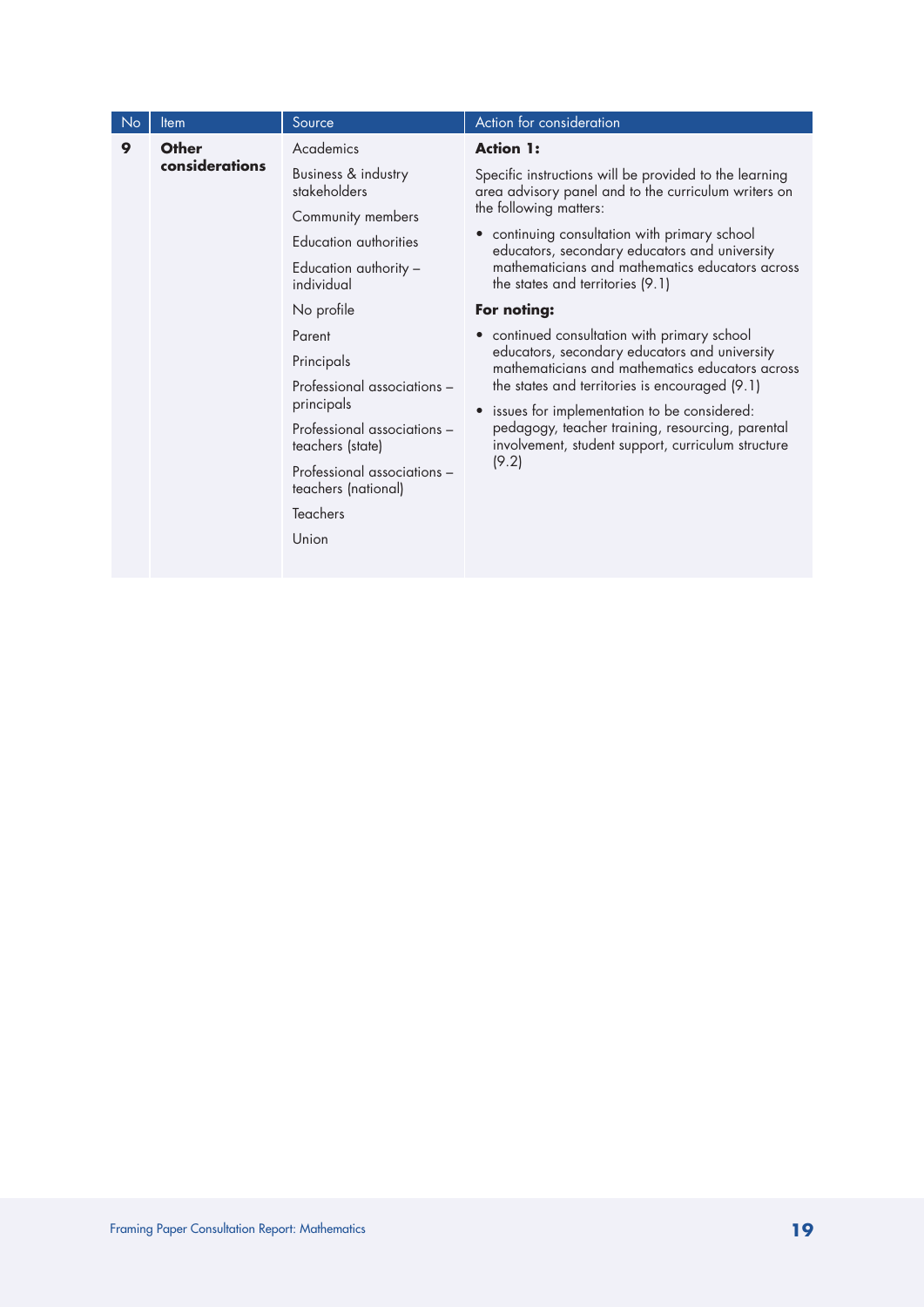| No | Item | Source | Action for consideration |
|---|---|---|---|
| 9 | **Other considerations** | Academics<br>Business & industry stakeholders<br>Community members<br>Education authorities<br>Education authority – individual<br>No profile<br>Parent<br>Principals<br>Professional associations – principals<br>Professional associations – teachers (state)<br>Professional associations – teachers (national)<br>Teachers<br>Union | **Action 1:**<br>Specific instructions will be provided to the learning area advisory panel and to the curriculum writers on the following matters:<br>• continuing consultation with primary school educators, secondary educators and university mathematicians and mathematics educators across the states and territories (9.1)<br>**For noting:**<br>• continued consultation with primary school educators, secondary educators and university mathematicians and mathematics educators across the states and territories is encouraged (9.1)<br>• issues for implementation to be considered: pedagogy, teacher training, resourcing, parental involvement, student support, curriculum structure (9.2) |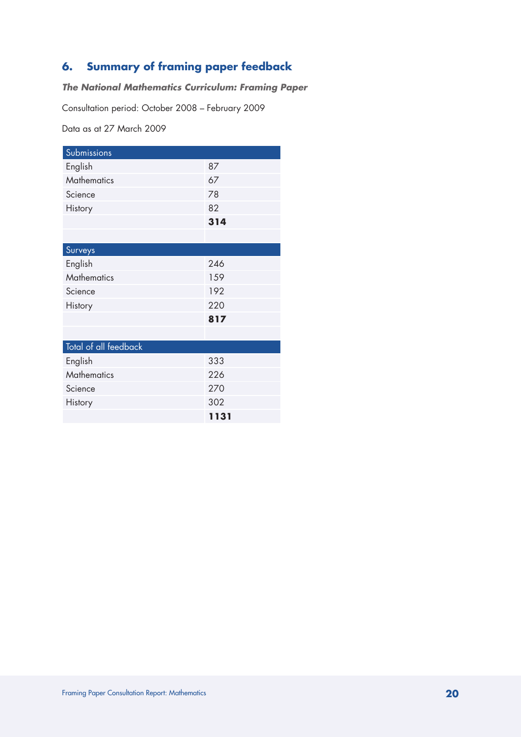## 6. Summary of framing paper feedback

***The National Mathematics Curriculum: Framing Paper***

Consultation period: October 2008 – February 2009

Data as at 27 March 2009

| Submissions | |
|---|---|
| English | 87 |
| Mathematics | 67 |
| Science | 78 |
| History | 82 |
| | **314** |
| | |
| **Surveys** | |
| English | 246 |
| Mathematics | 159 |
| Science | 192 |
| History | 220 |
| | **817** |
| | |
| **Total of all feedback** | |
| English | 333 |
| Mathematics | 226 |
| Science | 270 |
| History | 302 |
| | **1131** |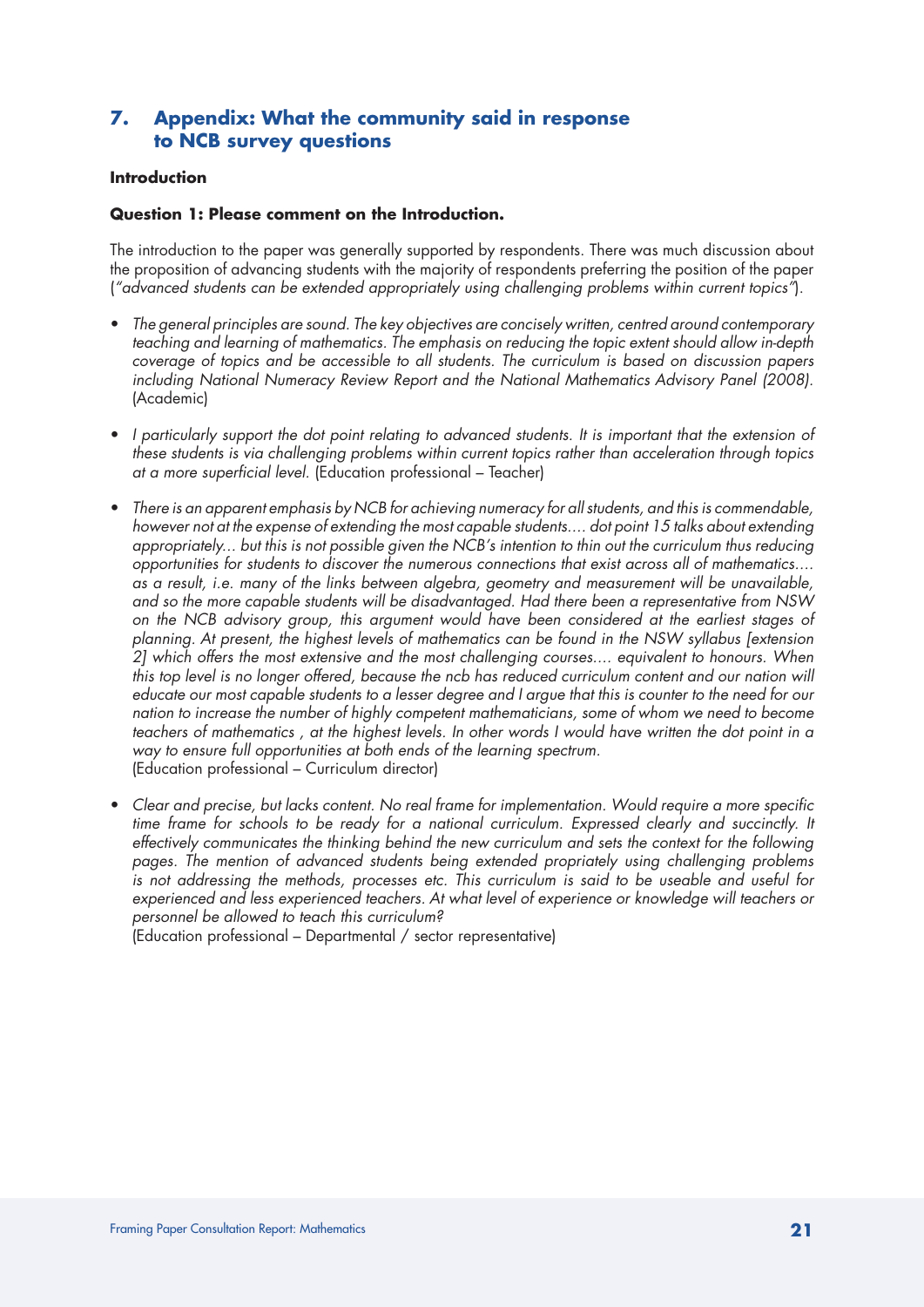## 7. Appendix: What the community said in response to NCB survey questions

### Introduction

#### Question 1: Please comment on the Introduction.

The introduction to the paper was generally supported by respondents. There was much discussion about the proposition of advancing students with the majority of respondents preferring the position of the paper (*"advanced students can be extended appropriately using challenging problems within current topics"*).

- *The general principles are sound. The key objectives are concisely written, centred around contemporary teaching and learning of mathematics. The emphasis on reducing the topic extent should allow in-depth coverage of topics and be accessible to all students. The curriculum is based on discussion papers including National Numeracy Review Report and the National Mathematics Advisory Panel (2008).* (Academic)

- *I particularly support the dot point relating to advanced students. It is important that the extension of these students is via challenging problems within current topics rather than acceleration through topics at a more superficial level.* (Education professional – Teacher)

- *There is an apparent emphasis by NCB for achieving numeracy for all students, and this is commendable, however not at the expense of extending the most capable students.... dot point 15 talks about extending appropriately... but this is not possible given the NCB's intention to thin out the curriculum thus reducing opportunities for students to discover the numerous connections that exist across all of mathematics.... as a result, i.e. many of the links between algebra, geometry and measurement will be unavailable, and so the more capable students will be disadvantaged. Had there been a representative from NSW on the NCB advisory group, this argument would have been considered at the earliest stages of planning. At present, the highest levels of mathematics can be found in the NSW syllabus [extension 2] which offers the most extensive and the most challenging courses.... equivalent to honours. When this top level is no longer offered, because the ncb has reduced curriculum content and our nation will educate our most capable students to a lesser degree and I argue that this is counter to the need for our nation to increase the number of highly competent mathematicians, some of whom we need to become teachers of mathematics , at the highest levels. In other words I would have written the dot point in a way to ensure full opportunities at both ends of the learning spectrum.*
(Education professional – Curriculum director)

- *Clear and precise, but lacks content. No real frame for implementation. Would require a more specific time frame for schools to be ready for a national curriculum. Expressed clearly and succinctly. It effectively communicates the thinking behind the new curriculum and sets the context for the following pages. The mention of advanced students being extended propriately using challenging problems is not addressing the methods, processes etc. This curriculum is said to be useable and useful for experienced and less experienced teachers. At what level of experience or knowledge will teachers or personnel be allowed to teach this curriculum?*
(Education professional – Departmental / sector representative)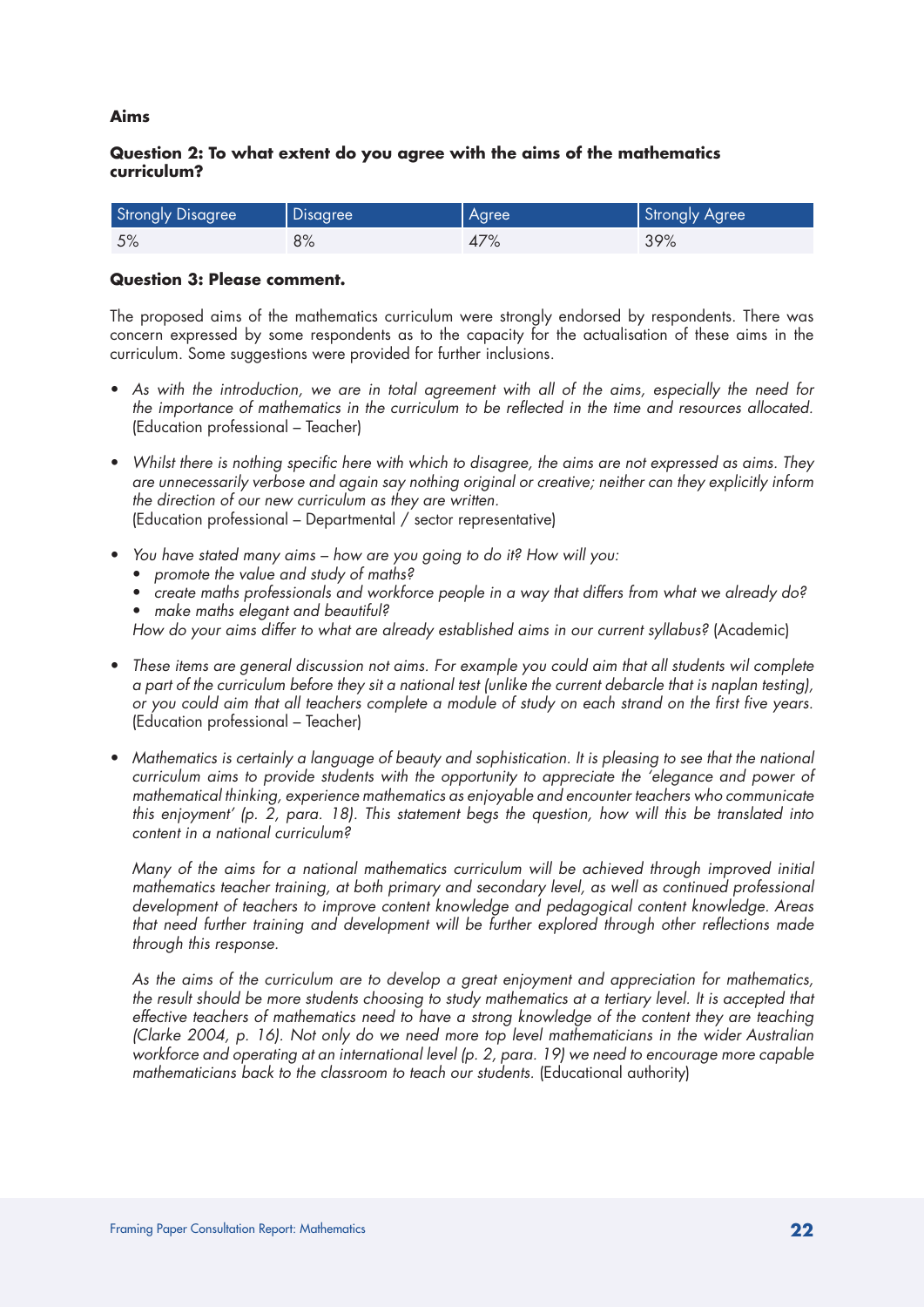### Aims

**Question 2: To what extent do you agree with the aims of the mathematics curriculum?**

| Strongly Disagree | Disagree | Agree | Strongly Agree |
|---|---|---|---|
| 5% | 8% | 47% | 39% |

**Question 3: Please comment.**

The proposed aims of the mathematics curriculum were strongly endorsed by respondents. There was concern expressed by some respondents as to the capacity for the actualisation of these aims in the curriculum. Some suggestions were provided for further inclusions.

- *As with the introduction, we are in total agreement with all of the aims, especially the need for the importance of mathematics in the curriculum to be reflected in the time and resources allocated.* (Education professional – Teacher)

- *Whilst there is nothing specific here with which to disagree, the aims are not expressed as aims. They are unnecessarily verbose and again say nothing original or creative; neither can they explicitly inform the direction of our new curriculum as they are written.*
  (Education professional – Departmental / sector representative)

- *You have stated many aims – how are you going to do it? How will you:*
  - *promote the value and study of maths?*
  - *create maths professionals and workforce people in a way that differs from what we already do?*
  - *make maths elegant and beautiful?*

  *How do your aims differ to what are already established aims in our current syllabus?* (Academic)

- *These items are general discussion not aims. For example you could aim that all students wil complete a part of the curriculum before they sit a national test (unlike the current debarcle that is naplan testing), or you could aim that all teachers complete a module of study on each strand on the first five years.* (Education professional – Teacher)

- *Mathematics is certainly a language of beauty and sophistication. It is pleasing to see that the national curriculum aims to provide students with the opportunity to appreciate the 'elegance and power of mathematical thinking, experience mathematics as enjoyable and encounter teachers who communicate this enjoyment' (p. 2, para. 18). This statement begs the question, how will this be translated into content in a national curriculum?*

  *Many of the aims for a national mathematics curriculum will be achieved through improved initial mathematics teacher training, at both primary and secondary level, as well as continued professional development of teachers to improve content knowledge and pedagogical content knowledge. Areas that need further training and development will be further explored through other reflections made through this response.*

  *As the aims of the curriculum are to develop a great enjoyment and appreciation for mathematics, the result should be more students choosing to study mathematics at a tertiary level. It is accepted that effective teachers of mathematics need to have a strong knowledge of the content they are teaching (Clarke 2004, p. 16). Not only do we need more top level mathematicians in the wider Australian workforce and operating at an international level (p. 2, para. 19) we need to encourage more capable mathematicians back to the classroom to teach our students.* (Educational authority)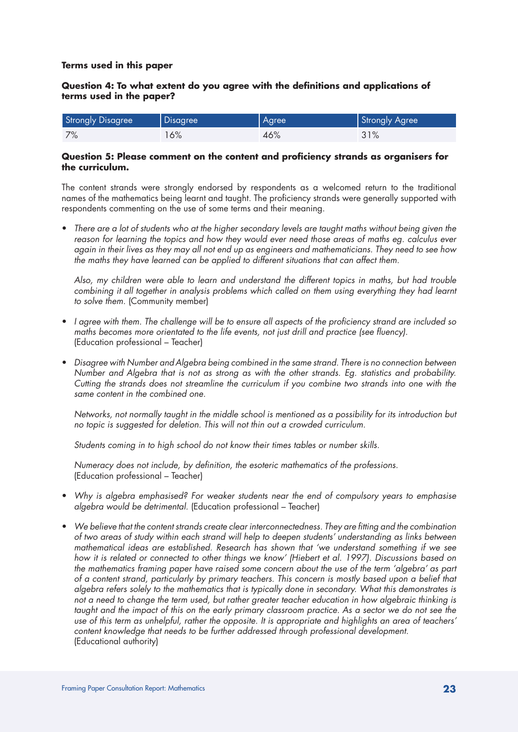**Terms used in this paper**

**Question 4: To what extent do you agree with the definitions and applications of terms used in the paper?**

| Strongly Disagree | Disagree | Agree | Strongly Agree |
|---|---|---|---|
| 7% | 16% | 46% | 31% |

**Question 5: Please comment on the content and proficiency strands as organisers for the curriculum.**

The content strands were strongly endorsed by respondents as a welcomed return to the traditional names of the mathematics being learnt and taught. The proficiency strands were generally supported with respondents commenting on the use of some terms and their meaning.

- *There are a lot of students who at the higher secondary levels are taught maths without being given the reason for learning the topics and how they would ever need those areas of maths eg. calculus ever again in their lives as they may all not end up as engineers and mathematicians. They need to see how the maths they have learned can be applied to different situations that can affect them.*

  *Also, my children were able to learn and understand the different topics in maths, but had trouble combining it all together in analysis problems which called on them using everything they had learnt to solve them.* (Community member)

- *I agree with them. The challenge will be to ensure all aspects of the proficiency strand are included so maths becomes more orientated to the life events, not just drill and practice (see fluency).* (Education professional – Teacher)

- *Disagree with Number and Algebra being combined in the same strand. There is no connection between Number and Algebra that is not as strong as with the other strands. Eg. statistics and probability. Cutting the strands does not streamline the curriculum if you combine two strands into one with the same content in the combined one.*

  *Networks, not normally taught in the middle school is mentioned as a possibility for its introduction but no topic is suggested for deletion. This will not thin out a crowded curriculum.*

  *Students coming in to high school do not know their times tables or number skills.*

  *Numeracy does not include, by definition, the esoteric mathematics of the professions.* (Education professional – Teacher)

- *Why is algebra emphasised? For weaker students near the end of compulsory years to emphasise algebra would be detrimental.* (Education professional – Teacher)

- *We believe that the content strands create clear interconnectedness. They are fitting and the combination of two areas of study within each strand will help to deepen students' understanding as links between mathematical ideas are established. Research has shown that 'we understand something if we see how it is related or connected to other things we know' (Hiebert et al. 1997). Discussions based on the mathematics framing paper have raised some concern about the use of the term 'algebra' as part of a content strand, particularly by primary teachers. This concern is mostly based upon a belief that algebra refers solely to the mathematics that is typically done in secondary. What this demonstrates is not a need to change the term used, but rather greater teacher education in how algebraic thinking is taught and the impact of this on the early primary classroom practice. As a sector we do not see the use of this term as unhelpful, rather the opposite. It is appropriate and highlights an area of teachers' content knowledge that needs to be further addressed through professional development.* (Educational authority)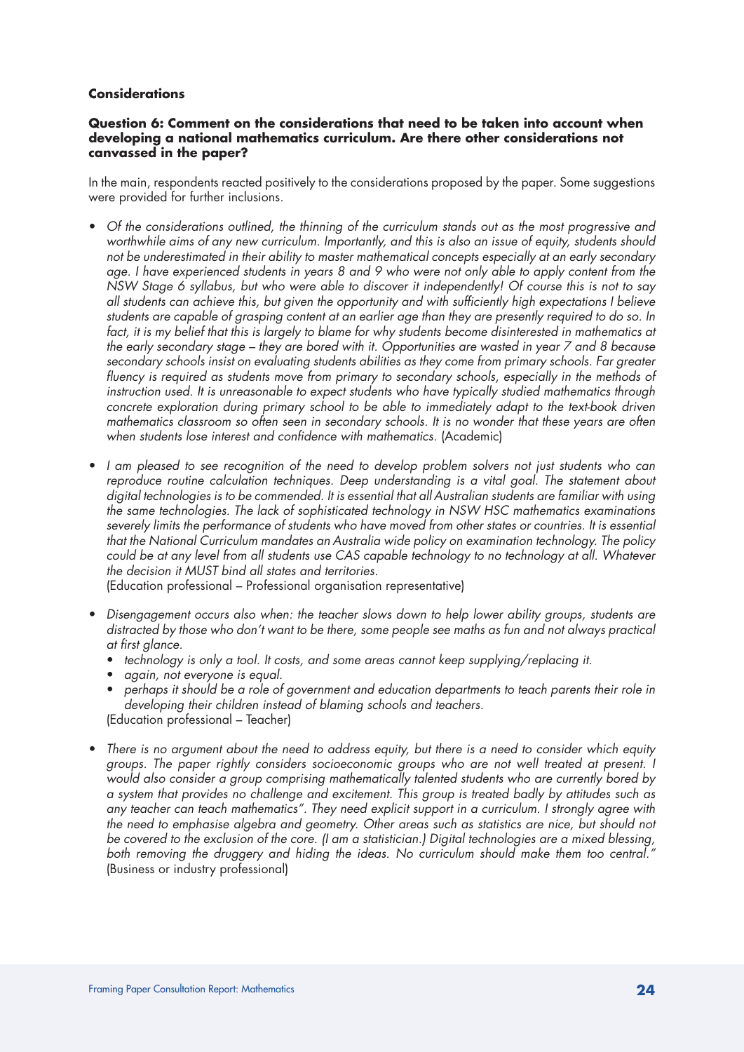### Considerations

**Question 6: Comment on the considerations that need to be taken into account when developing a national mathematics curriculum. Are there other considerations not canvassed in the paper?**

In the main, respondents reacted positively to the considerations proposed by the paper. Some suggestions were provided for further inclusions.

- *Of the considerations outlined, the thinning of the curriculum stands out as the most progressive and worthwhile aims of any new curriculum. Importantly, and this is also an issue of equity, students should not be underestimated in their ability to master mathematical concepts especially at an early secondary age. I have experienced students in years 8 and 9 who were not only able to apply content from the NSW Stage 6 syllabus, but who were able to discover it independently! Of course this is not to say all students can achieve this, but given the opportunity and with sufficiently high expectations I believe students are capable of grasping content at an earlier age than they are presently required to do so. In fact, it is my belief that this is largely to blame for why students become disinterested in mathematics at the early secondary stage – they are bored with it. Opportunities are wasted in year 7 and 8 because secondary schools insist on evaluating students abilities as they come from primary schools. Far greater fluency is required as students move from primary to secondary schools, especially in the methods of instruction used. It is unreasonable to expect students who have typically studied mathematics through concrete exploration during primary school to be able to immediately adapt to the text-book driven mathematics classroom so often seen in secondary schools. It is no wonder that these years are often when students lose interest and confidence with mathematics.* (Academic)

- *I am pleased to see recognition of the need to develop problem solvers not just students who can reproduce routine calculation techniques. Deep understanding is a vital goal. The statement about digital technologies is to be commended. It is essential that all Australian students are familiar with using the same technologies. The lack of sophisticated technology in NSW HSC mathematics examinations severely limits the performance of students who have moved from other states or countries. It is essential that the National Curriculum mandates an Australia wide policy on examination technology. The policy could be at any level from all students use CAS capable technology to no technology at all. Whatever the decision it MUST bind all states and territories.*
(Education professional – Professional organisation representative)

- *Disengagement occurs also when: the teacher slows down to help lower ability groups, students are distracted by those who don't want to be there, some people see maths as fun and not always practical at first glance.*
  - *technology is only a tool. It costs, and some areas cannot keep supplying/replacing it.*
  - *again, not everyone is equal.*
  - *perhaps it should be a role of government and education departments to teach parents their role in developing their children instead of blaming schools and teachers.*

  (Education professional – Teacher)

- *There is no argument about the need to address equity, but there is a need to consider which equity groups. The paper rightly considers socioeconomic groups who are not well treated at present. I would also consider a group comprising mathematically talented students who are currently bored by a system that provides no challenge and excitement. This group is treated badly by attitudes such as any teacher can teach mathematics". They need explicit support in a curriculum. I strongly agree with the need to emphasise algebra and geometry. Other areas such as statistics are nice, but should not be covered to the exclusion of the core. (I am a statistician.) Digital technologies are a mixed blessing, both removing the druggery and hiding the ideas. No curriculum should make them too central."* (Business or industry professional)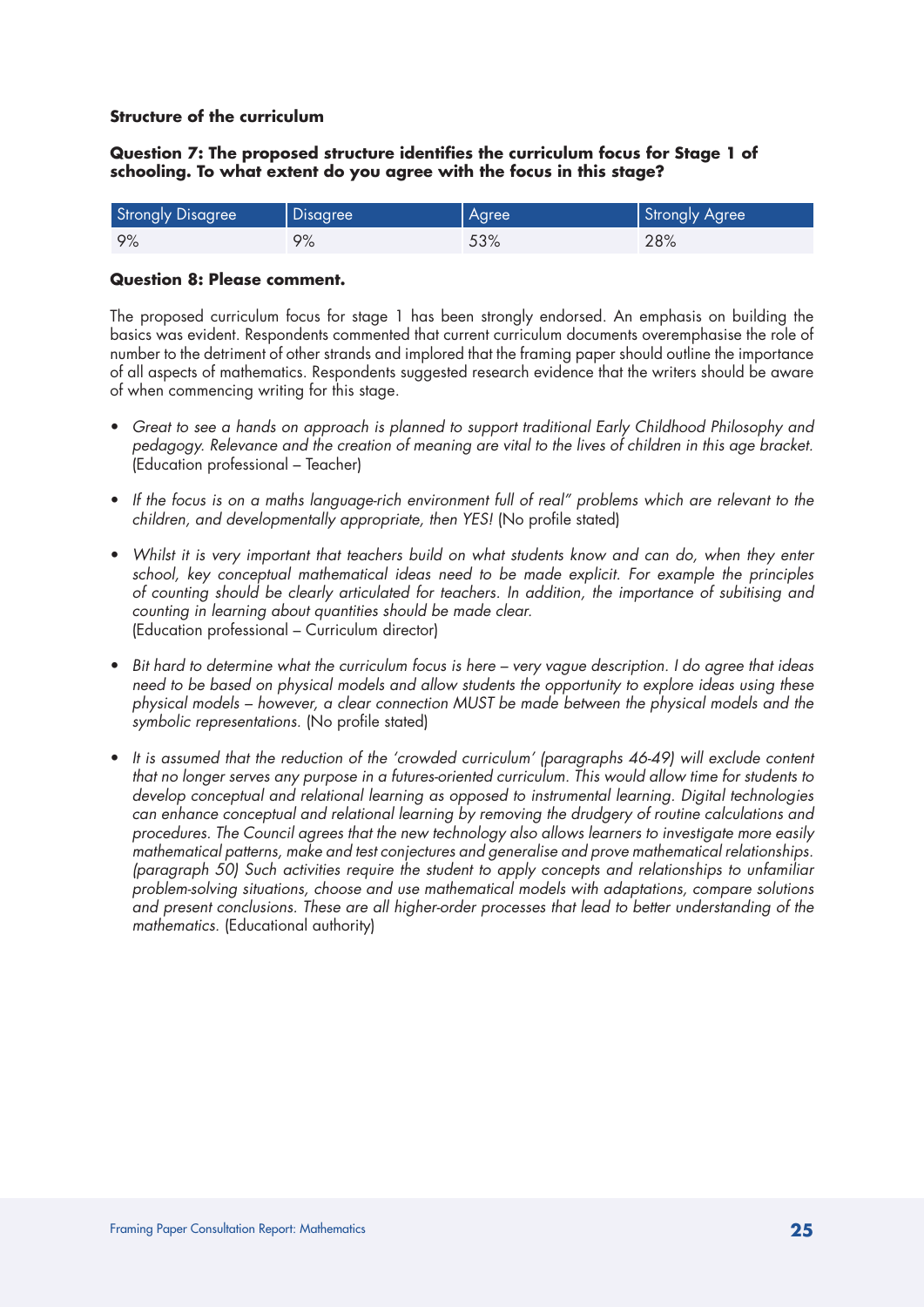**Structure of the curriculum**

**Question 7: The proposed structure identifies the curriculum focus for Stage 1 of schooling. To what extent do you agree with the focus in this stage?**

| Strongly Disagree | Disagree | Agree | Strongly Agree |
| --- | --- | --- | --- |
| 9% | 9% | 53% | 28% |

**Question 8: Please comment.**

The proposed curriculum focus for stage 1 has been strongly endorsed. An emphasis on building the basics was evident. Respondents commented that current curriculum documents overemphasise the role of number to the detriment of other strands and implored that the framing paper should outline the importance of all aspects of mathematics. Respondents suggested research evidence that the writers should be aware of when commencing writing for this stage.

- *Great to see a hands on approach is planned to support traditional Early Childhood Philosophy and pedagogy. Relevance and the creation of meaning are vital to the lives of children in this age bracket.* (Education professional – Teacher)
- *If the focus is on a maths language-rich environment full of real" problems which are relevant to the children, and developmentally appropriate, then YES!* (No profile stated)
- *Whilst it is very important that teachers build on what students know and can do, when they enter school, key conceptual mathematical ideas need to be made explicit. For example the principles of counting should be clearly articulated for teachers. In addition, the importance of subitising and counting in learning about quantities should be made clear.* (Education professional – Curriculum director)
- *Bit hard to determine what the curriculum focus is here – very vague description. I do agree that ideas need to be based on physical models and allow students the opportunity to explore ideas using these physical models – however, a clear connection MUST be made between the physical models and the symbolic representations.* (No profile stated)
- *It is assumed that the reduction of the 'crowded curriculum' (paragraphs 46-49) will exclude content that no longer serves any purpose in a futures-oriented curriculum. This would allow time for students to develop conceptual and relational learning as opposed to instrumental learning. Digital technologies can enhance conceptual and relational learning by removing the drudgery of routine calculations and procedures. The Council agrees that the new technology also allows learners to investigate more easily mathematical patterns, make and test conjectures and generalise and prove mathematical relationships. (paragraph 50) Such activities require the student to apply concepts and relationships to unfamiliar problem-solving situations, choose and use mathematical models with adaptations, compare solutions and present conclusions. These are all higher-order processes that lead to better understanding of the mathematics.* (Educational authority)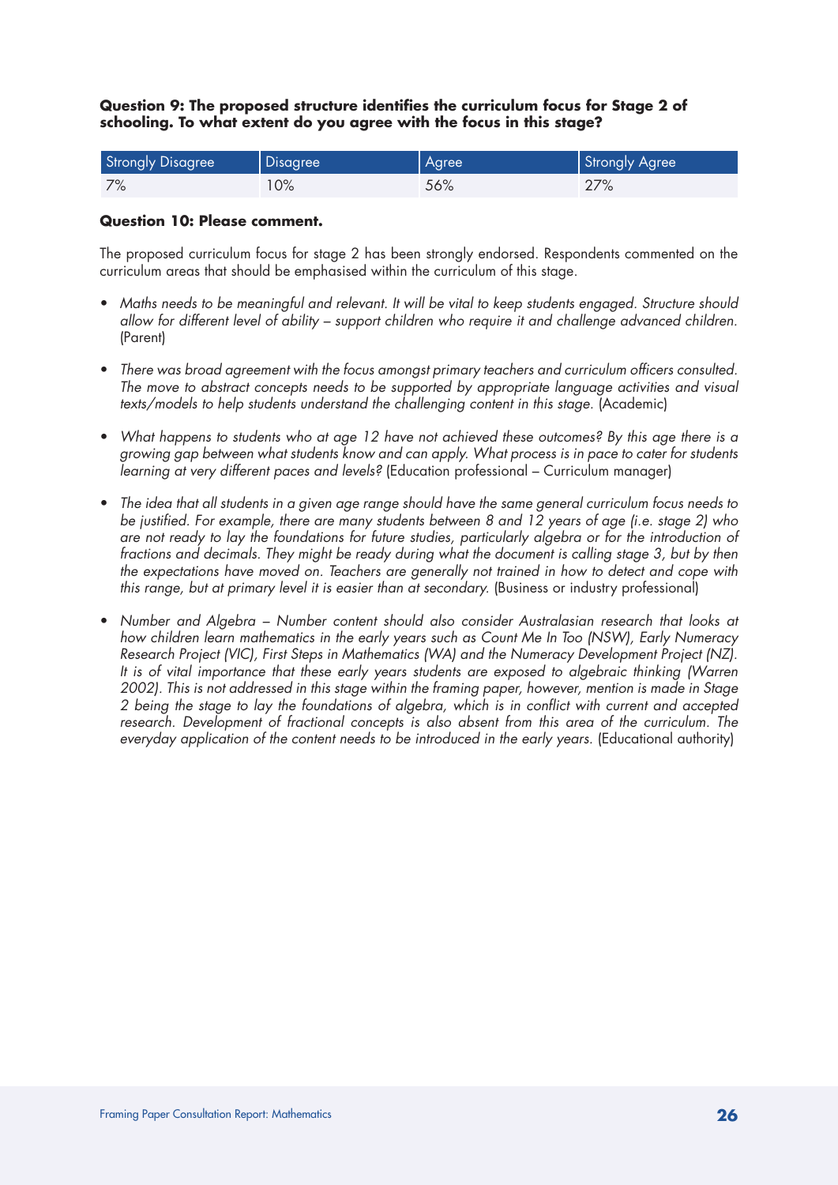**Question 9: The proposed structure identifies the curriculum focus for Stage 2 of schooling. To what extent do you agree with the focus in this stage?**

| Strongly Disagree | Disagree | Agree | Strongly Agree |
|---|---|---|---|
| 7% | 10% | 56% | 27% |

**Question 10: Please comment.**

The proposed curriculum focus for stage 2 has been strongly endorsed. Respondents commented on the curriculum areas that should be emphasised within the curriculum of this stage.

- *Maths needs to be meaningful and relevant. It will be vital to keep students engaged. Structure should allow for different level of ability – support children who require it and challenge advanced children.* (Parent)

- *There was broad agreement with the focus amongst primary teachers and curriculum officers consulted. The move to abstract concepts needs to be supported by appropriate language activities and visual texts/models to help students understand the challenging content in this stage.* (Academic)

- *What happens to students who at age 12 have not achieved these outcomes? By this age there is a growing gap between what students know and can apply. What process is in pace to cater for students learning at very different paces and levels?* (Education professional – Curriculum manager)

- *The idea that all students in a given age range should have the same general curriculum focus needs to be justified. For example, there are many students between 8 and 12 years of age (i.e. stage 2) who are not ready to lay the foundations for future studies, particularly algebra or for the introduction of fractions and decimals. They might be ready during what the document is calling stage 3, but by then the expectations have moved on. Teachers are generally not trained in how to detect and cope with this range, but at primary level it is easier than at secondary.* (Business or industry professional)

- *Number and Algebra – Number content should also consider Australasian research that looks at how children learn mathematics in the early years such as Count Me In Too (NSW), Early Numeracy Research Project (VIC), First Steps in Mathematics (WA) and the Numeracy Development Project (NZ). It is of vital importance that these early years students are exposed to algebraic thinking (Warren 2002). This is not addressed in this stage within the framing paper, however, mention is made in Stage 2 being the stage to lay the foundations of algebra, which is in conflict with current and accepted research. Development of fractional concepts is also absent from this area of the curriculum. The everyday application of the content needs to be introduced in the early years.* (Educational authority)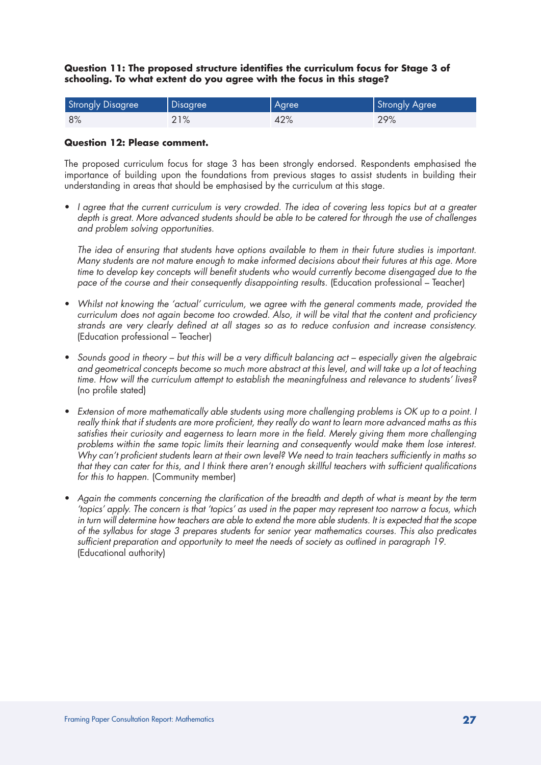**Question 11: The proposed structure identifies the curriculum focus for Stage 3 of schooling. To what extent do you agree with the focus in this stage?**

| Strongly Disagree | Disagree | Agree | Strongly Agree |
|---|---|---|---|
| 8% | 21% | 42% | 29% |

**Question 12: Please comment.**

The proposed curriculum focus for stage 3 has been strongly endorsed. Respondents emphasised the importance of building upon the foundations from previous stages to assist students in building their understanding in areas that should be emphasised by the curriculum at this stage.

- *I agree that the current curriculum is very crowded. The idea of covering less topics but at a greater depth is great. More advanced students should be able to be catered for through the use of challenges and problem solving opportunities.*

  *The idea of ensuring that students have options available to them in their future studies is important. Many students are not mature enough to make informed decisions about their futures at this age. More time to develop key concepts will benefit students who would currently become disengaged due to the pace of the course and their consequently disappointing results.* (Education professional – Teacher)

- *Whilst not knowing the 'actual' curriculum, we agree with the general comments made, provided the curriculum does not again become too crowded. Also, it will be vital that the content and proficiency strands are very clearly defined at all stages so as to reduce confusion and increase consistency.* (Education professional – Teacher)

- *Sounds good in theory – but this will be a very difficult balancing act – especially given the algebraic and geometrical concepts become so much more abstract at this level, and will take up a lot of teaching time. How will the curriculum attempt to establish the meaningfulness and relevance to students' lives?* (no profile stated)

- *Extension of more mathematically able students using more challenging problems is OK up to a point. I really think that if students are more proficient, they really do want to learn more advanced maths as this satisfies their curiosity and eagerness to learn more in the field. Merely giving them more challenging problems within the same topic limits their learning and consequently would make them lose interest. Why can't proficient students learn at their own level? We need to train teachers sufficiently in maths so that they can cater for this, and I think there aren't enough skillful teachers with sufficient qualifications for this to happen.* (Community member)

- *Again the comments concerning the clarification of the breadth and depth of what is meant by the term 'topics' apply. The concern is that 'topics' as used in the paper may represent too narrow a focus, which in turn will determine how teachers are able to extend the more able students. It is expected that the scope of the syllabus for stage 3 prepares students for senior year mathematics courses. This also predicates sufficient preparation and opportunity to meet the needs of society as outlined in paragraph 19.* (Educational authority)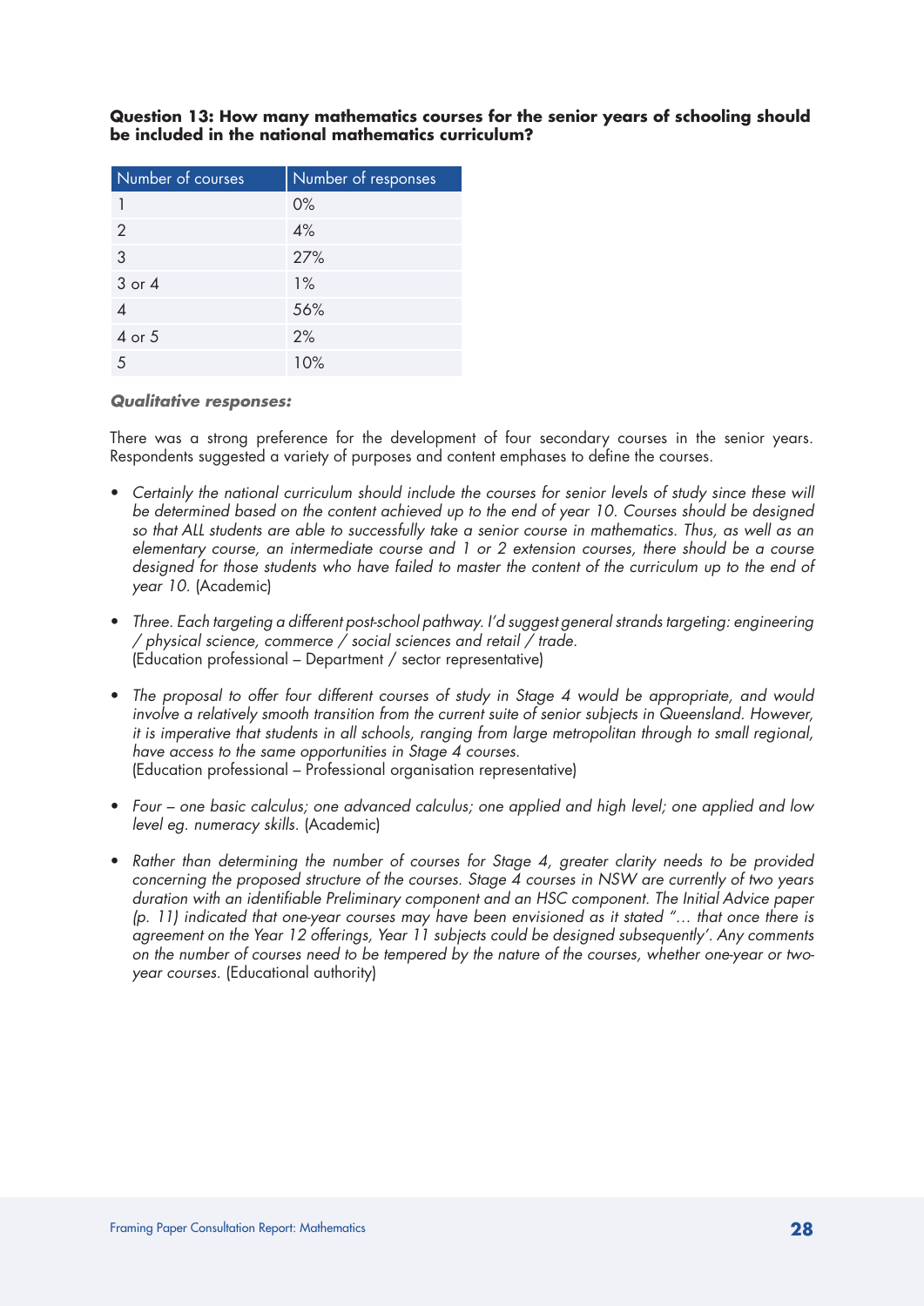**Question 13: How many mathematics courses for the senior years of schooling should be included in the national mathematics curriculum?**

| Number of courses | Number of responses |
| --- | --- |
| 1 | 0% |
| 2 | 4% |
| 3 | 27% |
| 3 or 4 | 1% |
| 4 | 56% |
| 4 or 5 | 2% |
| 5 | 10% |

***Qualitative responses:***

There was a strong preference for the development of four secondary courses in the senior years. Respondents suggested a variety of purposes and content emphases to define the courses.

- *Certainly the national curriculum should include the courses for senior levels of study since these will be determined based on the content achieved up to the end of year 10. Courses should be designed so that ALL students are able to successfully take a senior course in mathematics. Thus, as well as an elementary course, an intermediate course and 1 or 2 extension courses, there should be a course designed for those students who have failed to master the content of the curriculum up to the end of year 10.* (Academic)

- *Three. Each targeting a different post-school pathway. I'd suggest general strands targeting: engineering / physical science, commerce / social sciences and retail / trade.*
  (Education professional – Department / sector representative)

- *The proposal to offer four different courses of study in Stage 4 would be appropriate, and would involve a relatively smooth transition from the current suite of senior subjects in Queensland. However, it is imperative that students in all schools, ranging from large metropolitan through to small regional, have access to the same opportunities in Stage 4 courses.*
  (Education professional – Professional organisation representative)

- *Four – one basic calculus; one advanced calculus; one applied and high level; one applied and low level eg. numeracy skills.* (Academic)

- *Rather than determining the number of courses for Stage 4, greater clarity needs to be provided concerning the proposed structure of the courses. Stage 4 courses in NSW are currently of two years duration with an identifiable Preliminary component and an HSC component. The Initial Advice paper (p. 11) indicated that one-year courses may have been envisioned as it stated "… that once there is agreement on the Year 12 offerings, Year 11 subjects could be designed subsequently'. Any comments on the number of courses need to be tempered by the nature of the courses, whether one-year or two-year courses.* (Educational authority)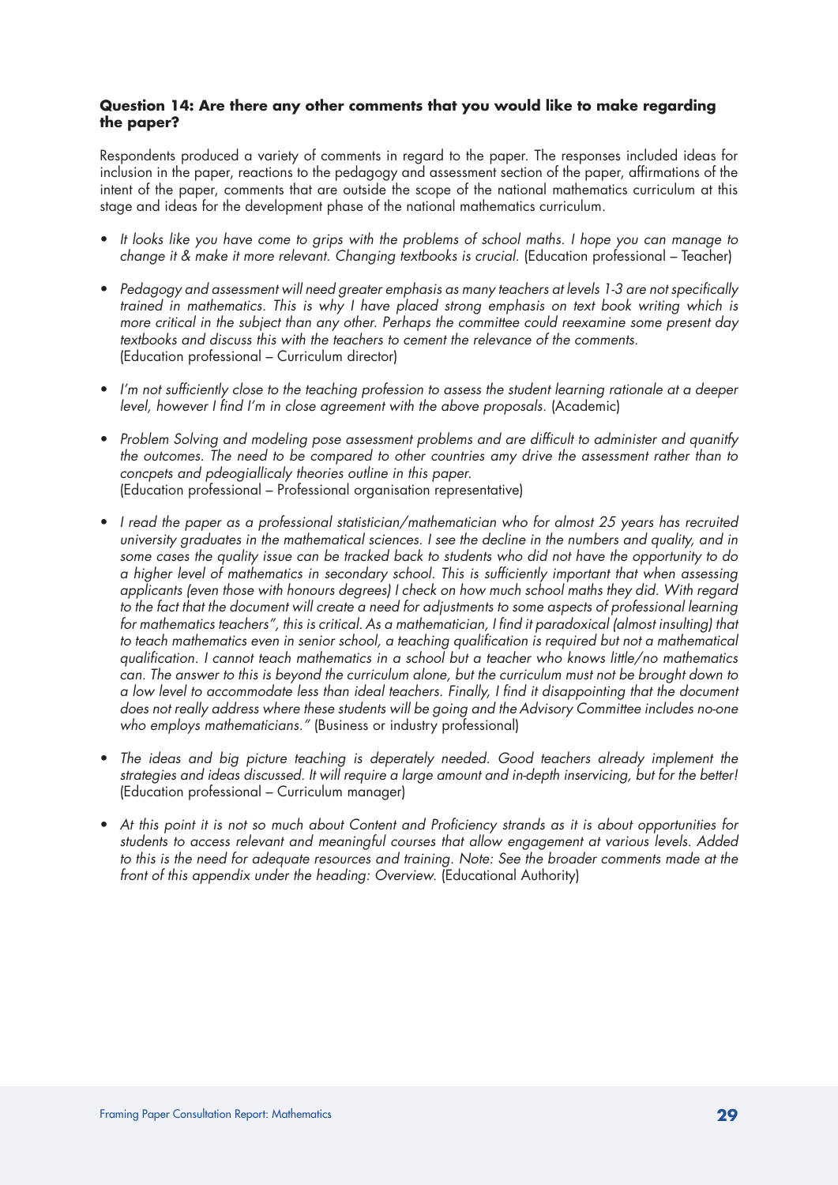**Question 14: Are there any other comments that you would like to make regarding the paper?**

Respondents produced a variety of comments in regard to the paper. The responses included ideas for inclusion in the paper, reactions to the pedagogy and assessment section of the paper, affirmations of the intent of the paper, comments that are outside the scope of the national mathematics curriculum at this stage and ideas for the development phase of the national mathematics curriculum.

- *It looks like you have come to grips with the problems of school maths. I hope you can manage to change it & make it more relevant. Changing textbooks is crucial.* (Education professional – Teacher)
- *Pedagogy and assessment will need greater emphasis as many teachers at levels 1-3 are not specifically trained in mathematics. This is why I have placed strong emphasis on text book writing which is more critical in the subject than any other. Perhaps the committee could reexamine some present day textbooks and discuss this with the teachers to cement the relevance of the comments.* (Education professional – Curriculum director)
- *I'm not sufficiently close to the teaching profession to assess the student learning rationale at a deeper level, however I find I'm in close agreement with the above proposals.* (Academic)
- *Problem Solving and modeling pose assessment problems and are difficult to administer and quanitfy the outcomes. The need to be compared to other countries amy drive the assessment rather than to concpets and pdeogiallicaly theories outline in this paper.* (Education professional – Professional organisation representative)
- *I read the paper as a professional statistician/mathematician who for almost 25 years has recruited university graduates in the mathematical sciences. I see the decline in the numbers and quality, and in some cases the quality issue can be tracked back to students who did not have the opportunity to do a higher level of mathematics in secondary school. This is sufficiently important that when assessing applicants (even those with honours degrees) I check on how much school maths they did. With regard to the fact that the document will create a need for adjustments to some aspects of professional learning for mathematics teachers", this is critical. As a mathematician, I find it paradoxical (almost insulting) that to teach mathematics even in senior school, a teaching qualification is required but not a mathematical qualification. I cannot teach mathematics in a school but a teacher who knows little/no mathematics can. The answer to this is beyond the curriculum alone, but the curriculum must not be brought down to a low level to accommodate less than ideal teachers. Finally, I find it disappointing that the document does not really address where these students will be going and the Advisory Committee includes no-one who employs mathematicians."* (Business or industry professional)
- *The ideas and big picture teaching is deperately needed. Good teachers already implement the strategies and ideas discussed. It will require a large amount and in-depth inservicing, but for the better!* (Education professional – Curriculum manager)
- *At this point it is not so much about Content and Proficiency strands as it is about opportunities for students to access relevant and meaningful courses that allow engagement at various levels. Added to this is the need for adequate resources and training. Note: See the broader comments made at the front of this appendix under the heading: Overview.* (Educational Authority)